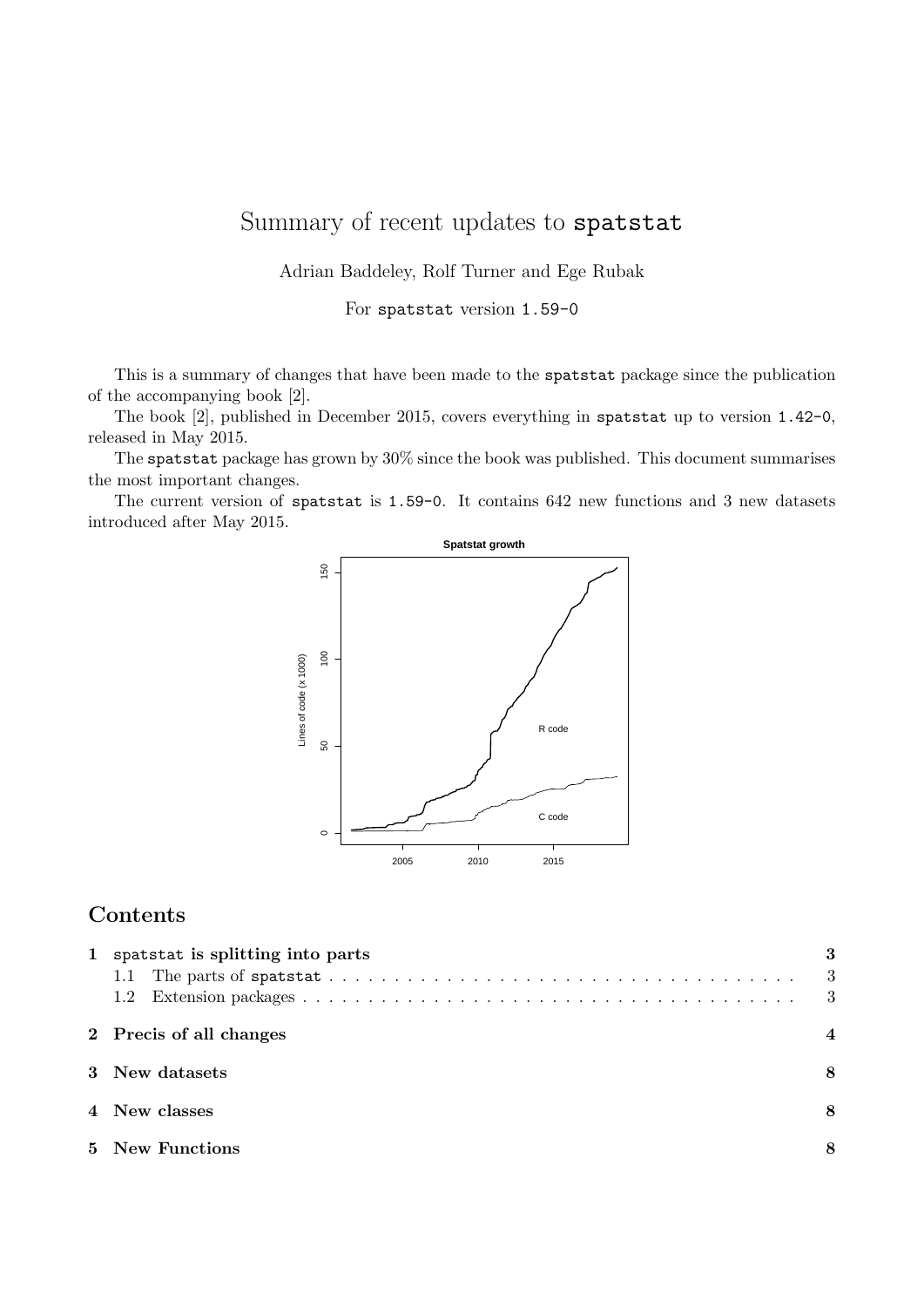# Summary of recent updates to `spatstat`

Adrian Baddeley, Rolf Turner and Ege Rubak

For `spatstat` version `1.59-0`

This is a summary of changes that have been made to the `spatstat` package since the publication of the accompanying book [2].

The book [2], published in December 2015, covers everything in `spatstat` up to version `1.42-0`, released in May 2015.

The `spatstat` package has grown by 30% since the book was published. This document summarises the most important changes.

The current version of `spatstat` is `1.59-0`. It contains 642 new functions and 3 new datasets introduced after May 2015.

## Contents

- **1 `spatstat` is splitting into parts** — 3
  - 1.1 The parts of `spatstat` — 3
  - 1.2 Extension packages — 3
- **2 Precis of all changes** — 4
- **3 New datasets** — 8
- **4 New classes** — 8
- **5 New Functions** — 8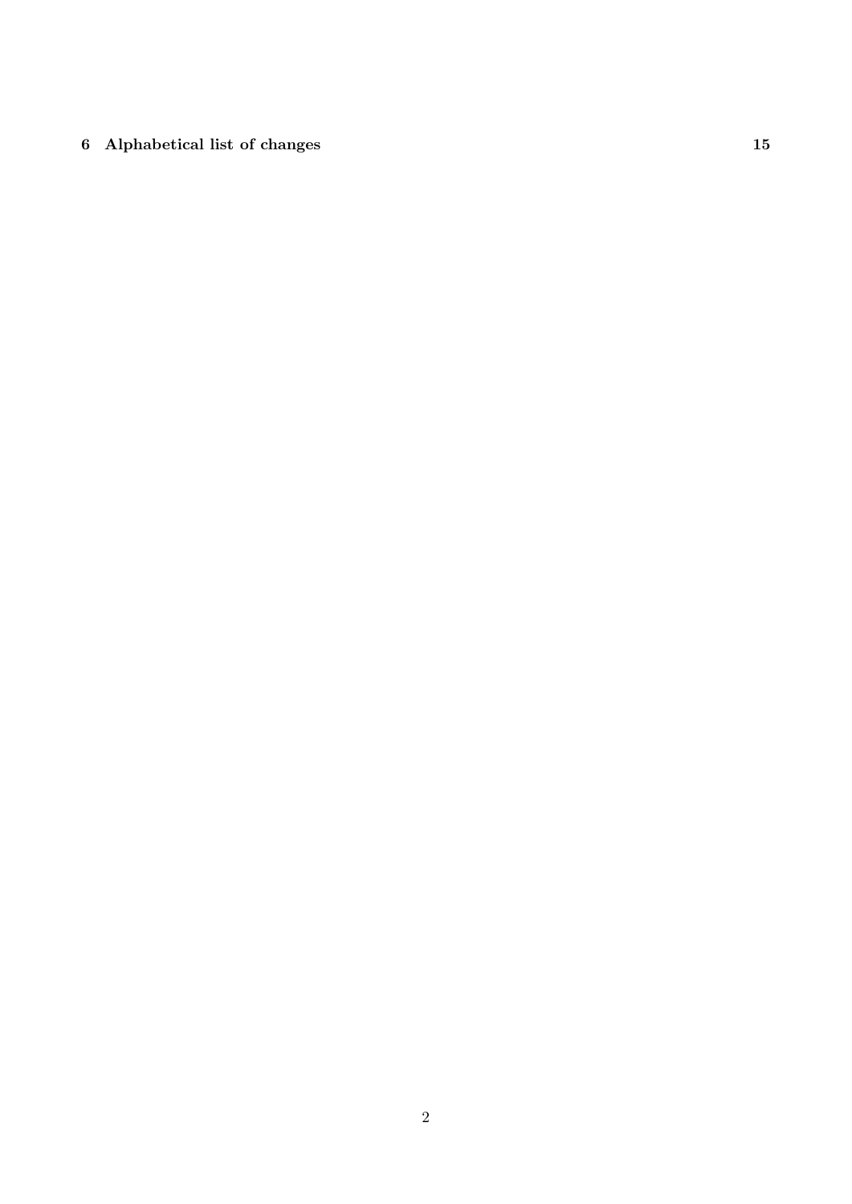**6 Alphabetical list of changes** **15**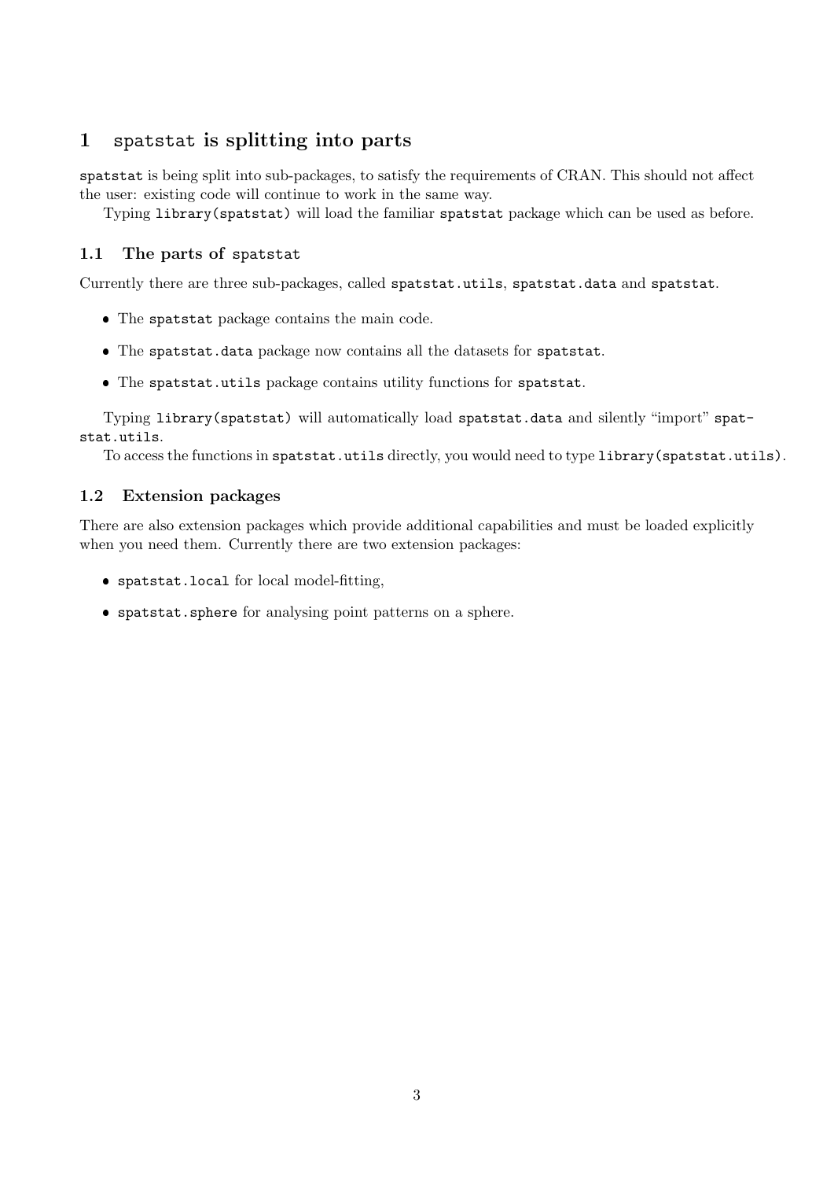# 1 `spatstat` is splitting into parts

`spatstat` is being split into sub-packages, to satisfy the requirements of CRAN. This should not affect the user: existing code will continue to work in the same way.

Typing `library(spatstat)` will load the familiar `spatstat` package which can be used as before.

## 1.1 The parts of `spatstat`

Currently there are three sub-packages, called `spatstat.utils`, `spatstat.data` and `spatstat`.

- The `spatstat` package contains the main code.
- The `spatstat.data` package now contains all the datasets for `spatstat`.
- The `spatstat.utils` package contains utility functions for `spatstat`.

Typing `library(spatstat)` will automatically load `spatstat.data` and silently "import" `spatstat.utils`.

To access the functions in `spatstat.utils` directly, you would need to type `library(spatstat.utils)`.

## 1.2 Extension packages

There are also extension packages which provide additional capabilities and must be loaded explicitly when you need them. Currently there are two extension packages:

- `spatstat.local` for local model-fitting,
- `spatstat.sphere` for analysing point patterns on a sphere.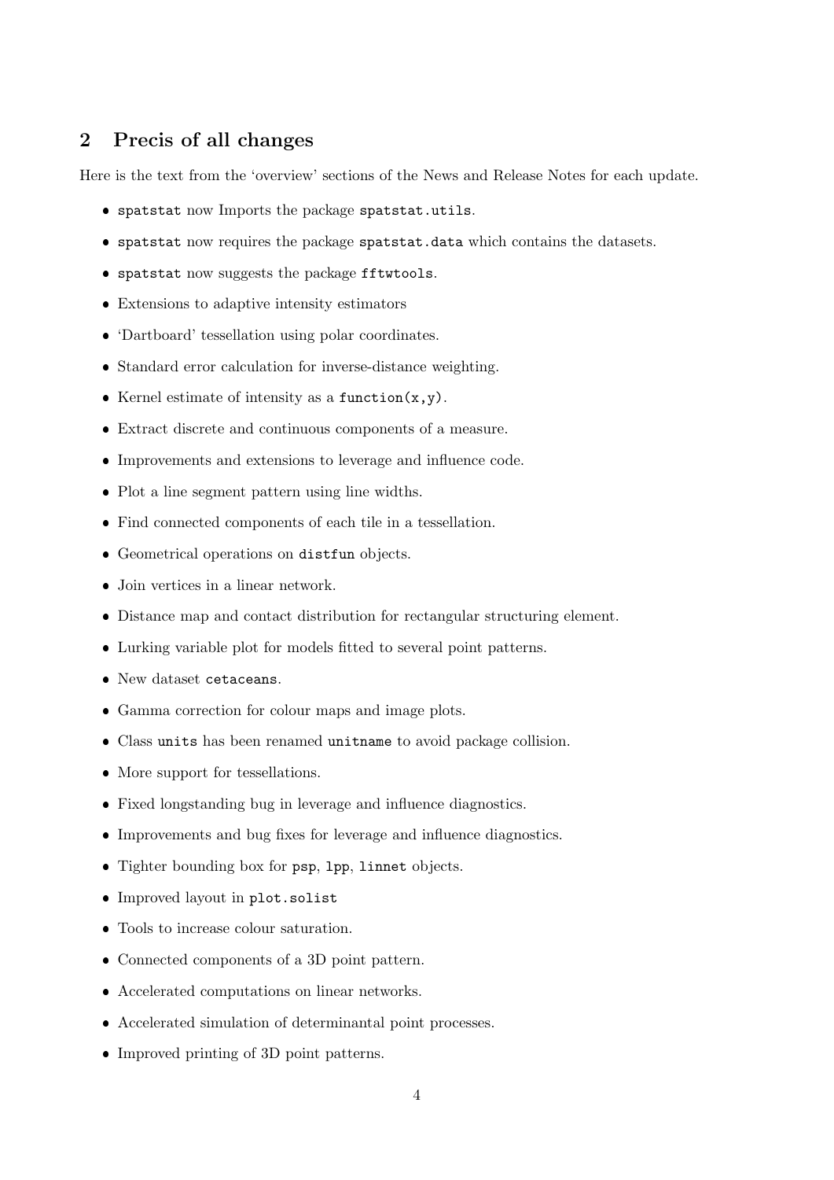## 2 Precis of all changes

Here is the text from the 'overview' sections of the News and Release Notes for each update.

- `spatstat` now Imports the package `spatstat.utils`.
- `spatstat` now requires the package `spatstat.data` which contains the datasets.
- `spatstat` now suggests the package `fftwtools`.
- Extensions to adaptive intensity estimators
- 'Dartboard' tessellation using polar coordinates.
- Standard error calculation for inverse-distance weighting.
- Kernel estimate of intensity as a `function(x,y)`.
- Extract discrete and continuous components of a measure.
- Improvements and extensions to leverage and influence code.
- Plot a line segment pattern using line widths.
- Find connected components of each tile in a tessellation.
- Geometrical operations on `distfun` objects.
- Join vertices in a linear network.
- Distance map and contact distribution for rectangular structuring element.
- Lurking variable plot for models fitted to several point patterns.
- New dataset `cetaceans`.
- Gamma correction for colour maps and image plots.
- Class `units` has been renamed `unitname` to avoid package collision.
- More support for tessellations.
- Fixed longstanding bug in leverage and influence diagnostics.
- Improvements and bug fixes for leverage and influence diagnostics.
- Tighter bounding box for `psp`, `lpp`, `linnet` objects.
- Improved layout in `plot.solist`
- Tools to increase colour saturation.
- Connected components of a 3D point pattern.
- Accelerated computations on linear networks.
- Accelerated simulation of determinantal point processes.
- Improved printing of 3D point patterns.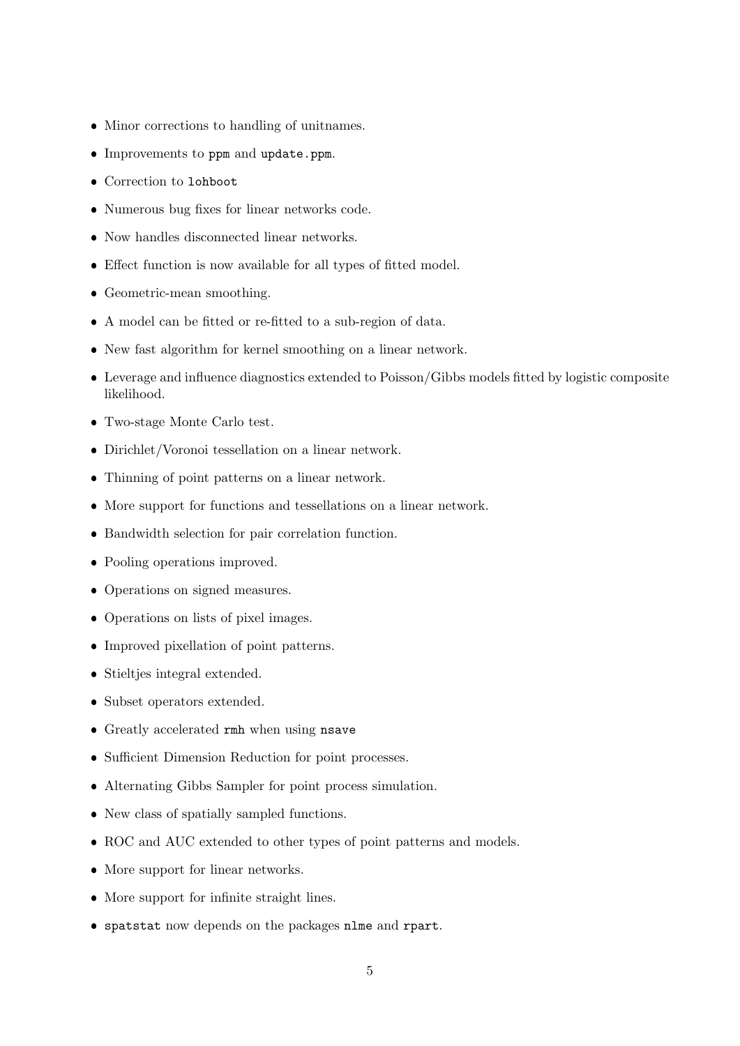- Minor corrections to handling of unitnames.
- Improvements to `ppm` and `update.ppm`.
- Correction to `lohboot`
- Numerous bug fixes for linear networks code.
- Now handles disconnected linear networks.
- Effect function is now available for all types of fitted model.
- Geometric-mean smoothing.
- A model can be fitted or re-fitted to a sub-region of data.
- New fast algorithm for kernel smoothing on a linear network.
- Leverage and influence diagnostics extended to Poisson/Gibbs models fitted by logistic composite likelihood.
- Two-stage Monte Carlo test.
- Dirichlet/Voronoi tessellation on a linear network.
- Thinning of point patterns on a linear network.
- More support for functions and tessellations on a linear network.
- Bandwidth selection for pair correlation function.
- Pooling operations improved.
- Operations on signed measures.
- Operations on lists of pixel images.
- Improved pixellation of point patterns.
- Stieltjes integral extended.
- Subset operators extended.
- Greatly accelerated `rmh` when using `nsave`
- Sufficient Dimension Reduction for point processes.
- Alternating Gibbs Sampler for point process simulation.
- New class of spatially sampled functions.
- ROC and AUC extended to other types of point patterns and models.
- More support for linear networks.
- More support for infinite straight lines.
- `spatstat` now depends on the packages `nlme` and `rpart`.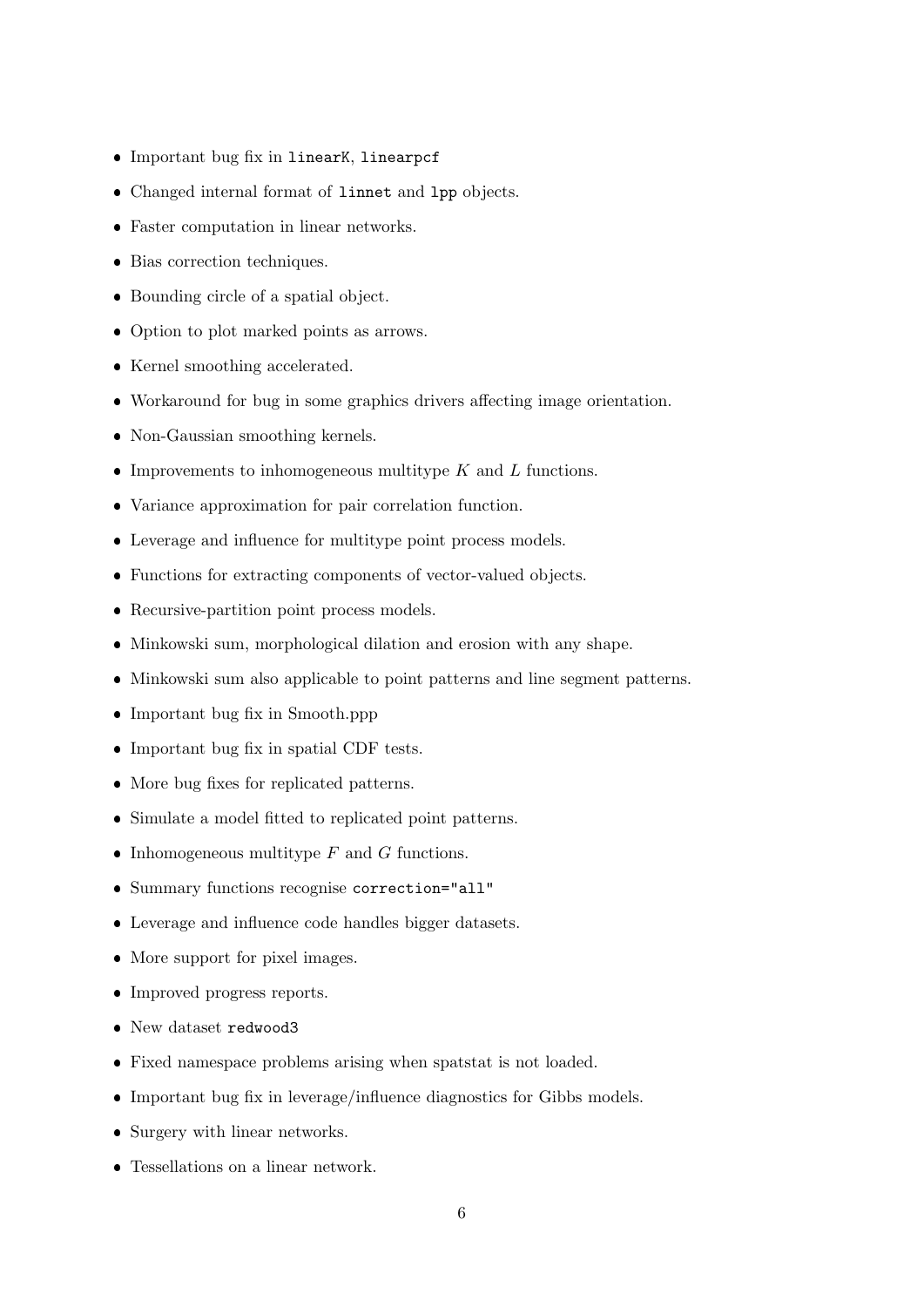- Important bug fix in `linearK`, `linearpcf`
- Changed internal format of `linnet` and `lpp` objects.
- Faster computation in linear networks.
- Bias correction techniques.
- Bounding circle of a spatial object.
- Option to plot marked points as arrows.
- Kernel smoothing accelerated.
- Workaround for bug in some graphics drivers affecting image orientation.
- Non-Gaussian smoothing kernels.
- Improvements to inhomogeneous multitype $K$ and $L$ functions.
- Variance approximation for pair correlation function.
- Leverage and influence for multitype point process models.
- Functions for extracting components of vector-valued objects.
- Recursive-partition point process models.
- Minkowski sum, morphological dilation and erosion with any shape.
- Minkowski sum also applicable to point patterns and line segment patterns.
- Important bug fix in Smooth.ppp
- Important bug fix in spatial CDF tests.
- More bug fixes for replicated patterns.
- Simulate a model fitted to replicated point patterns.
- Inhomogeneous multitype $F$ and $G$ functions.
- Summary functions recognise `correction="all"`
- Leverage and influence code handles bigger datasets.
- More support for pixel images.
- Improved progress reports.
- New dataset `redwood3`
- Fixed namespace problems arising when spatstat is not loaded.
- Important bug fix in leverage/influence diagnostics for Gibbs models.
- Surgery with linear networks.
- Tessellations on a linear network.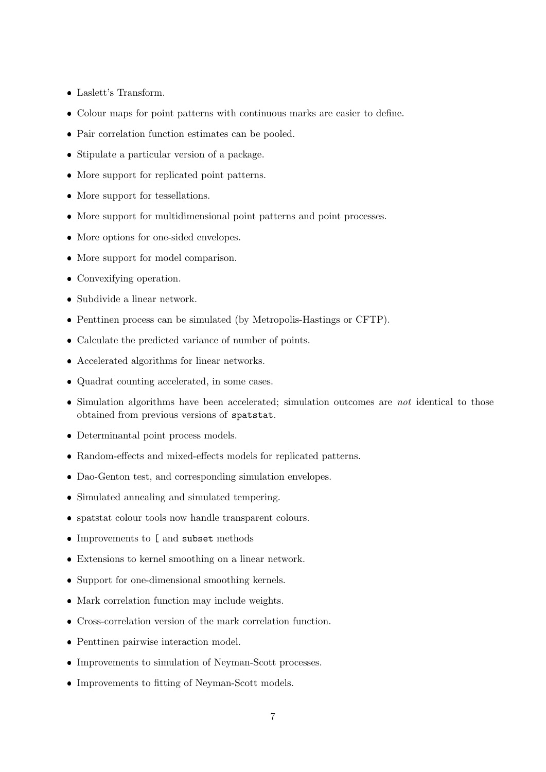- Laslett's Transform.
- Colour maps for point patterns with continuous marks are easier to define.
- Pair correlation function estimates can be pooled.
- Stipulate a particular version of a package.
- More support for replicated point patterns.
- More support for tessellations.
- More support for multidimensional point patterns and point processes.
- More options for one-sided envelopes.
- More support for model comparison.
- Convexifying operation.
- Subdivide a linear network.
- Penttinen process can be simulated (by Metropolis-Hastings or CFTP).
- Calculate the predicted variance of number of points.
- Accelerated algorithms for linear networks.
- Quadrat counting accelerated, in some cases.
- Simulation algorithms have been accelerated; simulation outcomes are *not* identical to those obtained from previous versions of `spatstat`.
- Determinantal point process models.
- Random-effects and mixed-effects models for replicated patterns.
- Dao-Genton test, and corresponding simulation envelopes.
- Simulated annealing and simulated tempering.
- spatstat colour tools now handle transparent colours.
- Improvements to `[` and `subset` methods
- Extensions to kernel smoothing on a linear network.
- Support for one-dimensional smoothing kernels.
- Mark correlation function may include weights.
- Cross-correlation version of the mark correlation function.
- Penttinen pairwise interaction model.
- Improvements to simulation of Neyman-Scott processes.
- Improvements to fitting of Neyman-Scott models.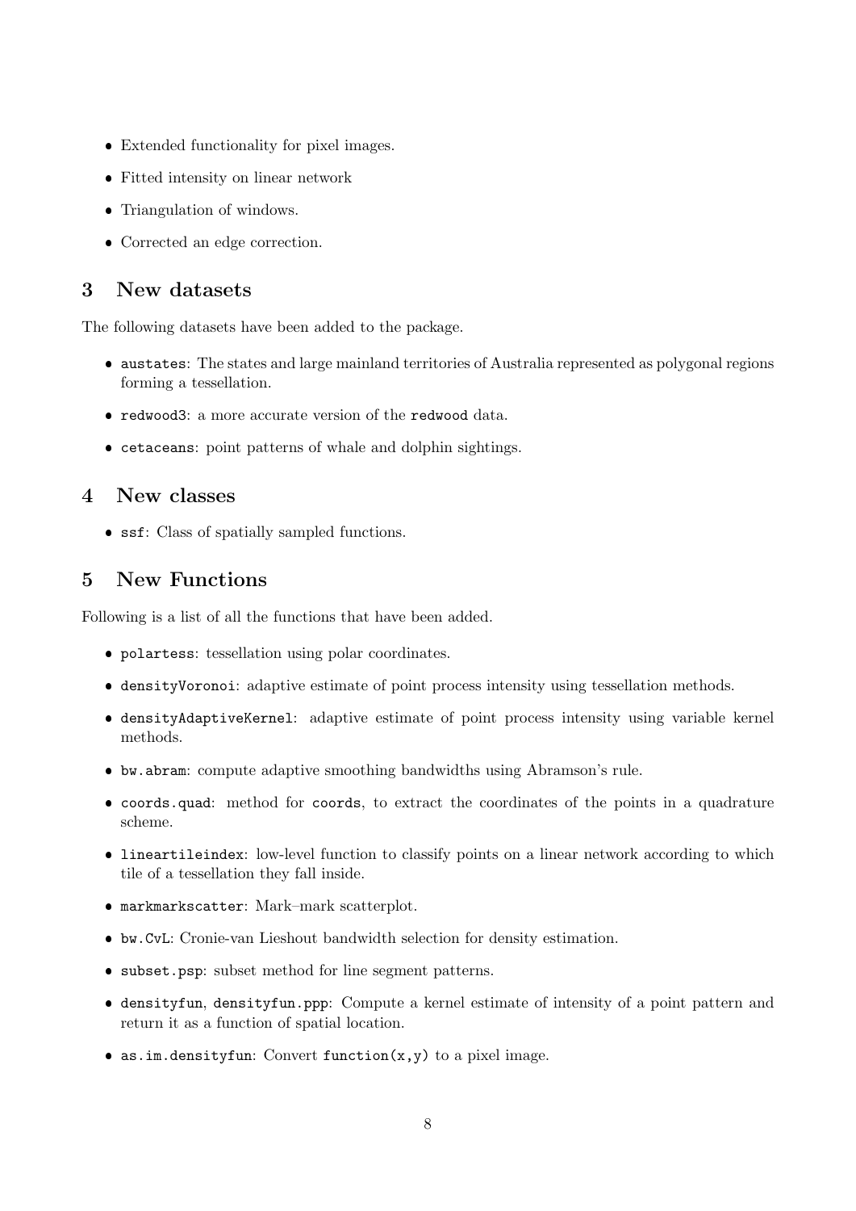- Extended functionality for pixel images.
- Fitted intensity on linear network
- Triangulation of windows.
- Corrected an edge correction.

## 3 New datasets

The following datasets have been added to the package.

- `austates`: The states and large mainland territories of Australia represented as polygonal regions forming a tessellation.
- `redwood3`: a more accurate version of the `redwood` data.
- `cetaceans`: point patterns of whale and dolphin sightings.

## 4 New classes

- `ssf`: Class of spatially sampled functions.

## 5 New Functions

Following is a list of all the functions that have been added.

- `polartess`: tessellation using polar coordinates.
- `densityVoronoi`: adaptive estimate of point process intensity using tessellation methods.
- `densityAdaptiveKernel`: adaptive estimate of point process intensity using variable kernel methods.
- `bw.abram`: compute adaptive smoothing bandwidths using Abramson's rule.
- `coords.quad`: method for `coords`, to extract the coordinates of the points in a quadrature scheme.
- `lineartileindex`: low-level function to classify points on a linear network according to which tile of a tessellation they fall inside.
- `markmarkscatter`: Mark–mark scatterplot.
- `bw.CvL`: Cronie-van Lieshout bandwidth selection for density estimation.
- `subset.psp`: subset method for line segment patterns.
- `densityfun`, `densityfun.ppp`: Compute a kernel estimate of intensity of a point pattern and return it as a function of spatial location.
- `as.im.densityfun`: Convert `function(x,y)` to a pixel image.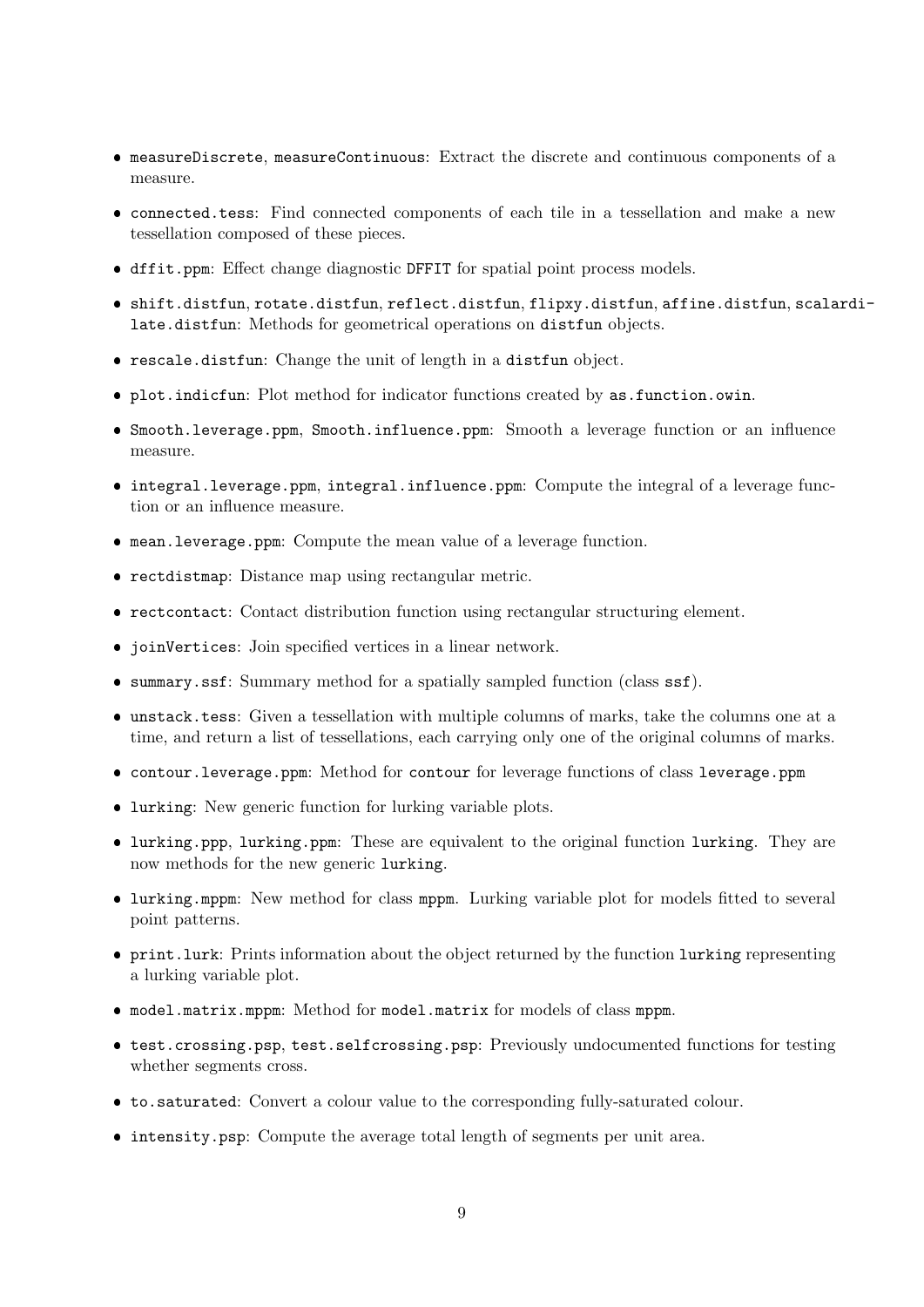- `measureDiscrete`, `measureContinuous`: Extract the discrete and continuous components of a measure.
- `connected.tess`: Find connected components of each tile in a tessellation and make a new tessellation composed of these pieces.
- `dffit.ppm`: Effect change diagnostic `DFFIT` for spatial point process models.
- `shift.distfun`, `rotate.distfun`, `reflect.distfun`, `flipxy.distfun`, `affine.distfun`, `scalardilate.distfun`: Methods for geometrical operations on `distfun` objects.
- `rescale.distfun`: Change the unit of length in a `distfun` object.
- `plot.indicfun`: Plot method for indicator functions created by `as.function.owin`.
- `Smooth.leverage.ppm`, `Smooth.influence.ppm`: Smooth a leverage function or an influence measure.
- `integral.leverage.ppm`, `integral.influence.ppm`: Compute the integral of a leverage function or an influence measure.
- `mean.leverage.ppm`: Compute the mean value of a leverage function.
- `rectdistmap`: Distance map using rectangular metric.
- `rectcontact`: Contact distribution function using rectangular structuring element.
- `joinVertices`: Join specified vertices in a linear network.
- `summary.ssf`: Summary method for a spatially sampled function (class `ssf`).
- `unstack.tess`: Given a tessellation with multiple columns of marks, take the columns one at a time, and return a list of tessellations, each carrying only one of the original columns of marks.
- `contour.leverage.ppm`: Method for `contour` for leverage functions of class `leverage.ppm`
- `lurking`: New generic function for lurking variable plots.
- `lurking.ppp`, `lurking.ppm`: These are equivalent to the original function `lurking`. They are now methods for the new generic `lurking`.
- `lurking.mppm`: New method for class `mppm`. Lurking variable plot for models fitted to several point patterns.
- `print.lurk`: Prints information about the object returned by the function `lurking` representing a lurking variable plot.
- `model.matrix.mppm`: Method for `model.matrix` for models of class `mppm`.
- `test.crossing.psp`, `test.selfcrossing.psp`: Previously undocumented functions for testing whether segments cross.
- `to.saturated`: Convert a colour value to the corresponding fully-saturated colour.
- `intensity.psp`: Compute the average total length of segments per unit area.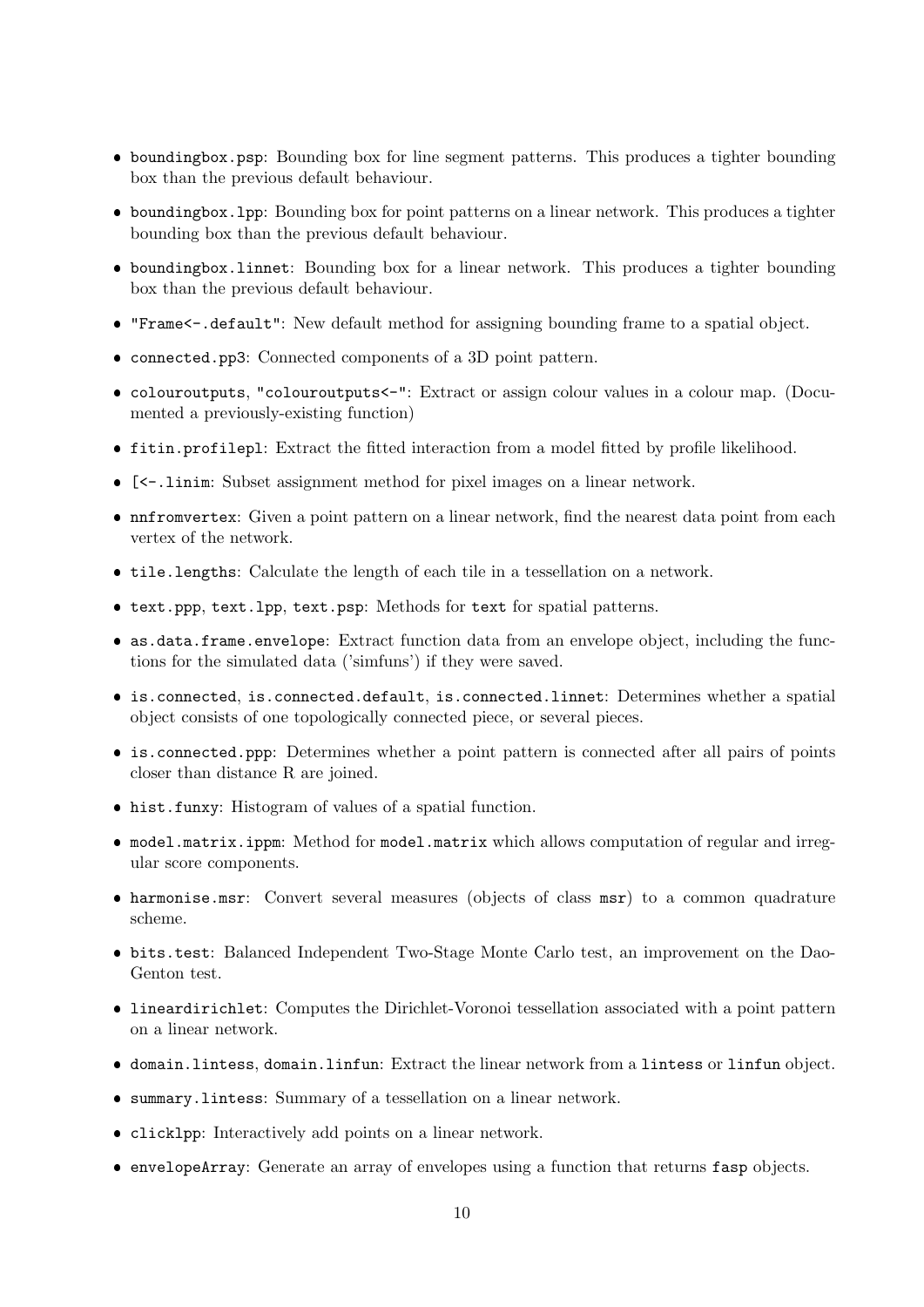- `boundingbox.psp`: Bounding box for line segment patterns. This produces a tighter bounding box than the previous default behaviour.
- `boundingbox.lpp`: Bounding box for point patterns on a linear network. This produces a tighter bounding box than the previous default behaviour.
- `boundingbox.linnet`: Bounding box for a linear network. This produces a tighter bounding box than the previous default behaviour.
- `"Frame<-.default"`: New default method for assigning bounding frame to a spatial object.
- `connected.pp3`: Connected components of a 3D point pattern.
- `colouroutputs`, `"colouroutputs<-"`: Extract or assign colour values in a colour map. (Documented a previously-existing function)
- `fitin.profilepl`: Extract the fitted interaction from a model fitted by profile likelihood.
- `[<-.linim`: Subset assignment method for pixel images on a linear network.
- `nnfromvertex`: Given a point pattern on a linear network, find the nearest data point from each vertex of the network.
- `tile.lengths`: Calculate the length of each tile in a tessellation on a network.
- `text.ppp`, `text.lpp`, `text.psp`: Methods for `text` for spatial patterns.
- `as.data.frame.envelope`: Extract function data from an envelope object, including the functions for the simulated data ('simfuns') if they were saved.
- `is.connected`, `is.connected.default`, `is.connected.linnet`: Determines whether a spatial object consists of one topologically connected piece, or several pieces.
- `is.connected.ppp`: Determines whether a point pattern is connected after all pairs of points closer than distance R are joined.
- `hist.funxy`: Histogram of values of a spatial function.
- `model.matrix.ippm`: Method for `model.matrix` which allows computation of regular and irregular score components.
- `harmonise.msr`: Convert several measures (objects of class `msr`) to a common quadrature scheme.
- `bits.test`: Balanced Independent Two-Stage Monte Carlo test, an improvement on the Dao-Genton test.
- `lineardirichlet`: Computes the Dirichlet-Voronoi tessellation associated with a point pattern on a linear network.
- `domain.lintess`, `domain.linfun`: Extract the linear network from a `lintess` or `linfun` object.
- `summary.lintess`: Summary of a tessellation on a linear network.
- `clicklpp`: Interactively add points on a linear network.
- `envelopeArray`: Generate an array of envelopes using a function that returns `fasp` objects.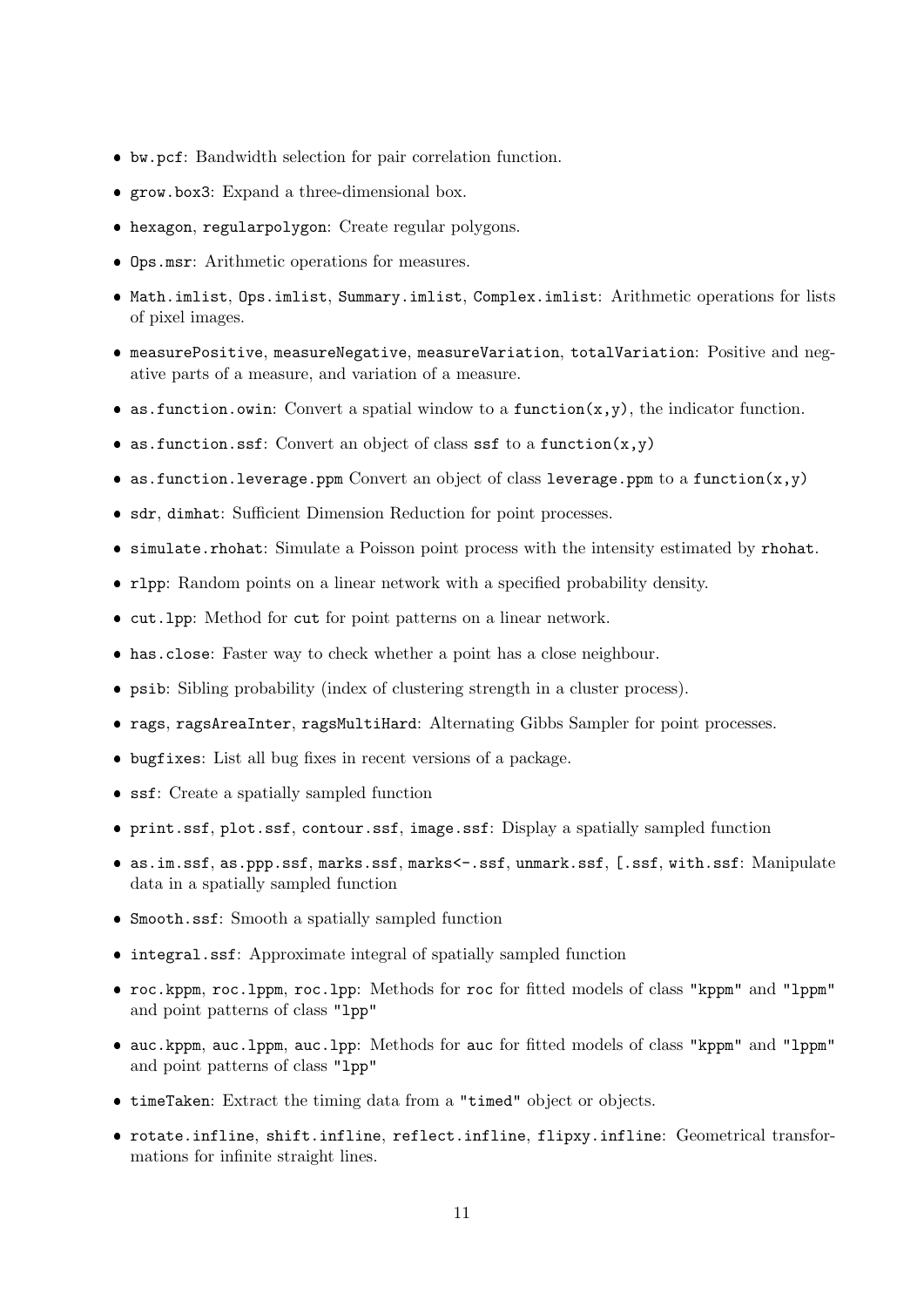- `bw.pcf`: Bandwidth selection for pair correlation function.
- `grow.box3`: Expand a three-dimensional box.
- `hexagon`, `regularpolygon`: Create regular polygons.
- `Ops.msr`: Arithmetic operations for measures.
- `Math.imlist`, `Ops.imlist`, `Summary.imlist`, `Complex.imlist`: Arithmetic operations for lists of pixel images.
- `measurePositive`, `measureNegative`, `measureVariation`, `totalVariation`: Positive and negative parts of a measure, and variation of a measure.
- `as.function.owin`: Convert a spatial window to a `function(x,y)`, the indicator function.
- `as.function.ssf`: Convert an object of class `ssf` to a `function(x,y)`
- `as.function.leverage.ppm` Convert an object of class `leverage.ppm` to a `function(x,y)`
- `sdr`, `dimhat`: Sufficient Dimension Reduction for point processes.
- `simulate.rhohat`: Simulate a Poisson point process with the intensity estimated by `rhohat`.
- `rlpp`: Random points on a linear network with a specified probability density.
- `cut.lpp`: Method for `cut` for point patterns on a linear network.
- `has.close`: Faster way to check whether a point has a close neighbour.
- `psib`: Sibling probability (index of clustering strength in a cluster process).
- `rags`, `ragsAreaInter`, `ragsMultiHard`: Alternating Gibbs Sampler for point processes.
- `bugfixes`: List all bug fixes in recent versions of a package.
- `ssf`: Create a spatially sampled function
- `print.ssf`, `plot.ssf`, `contour.ssf`, `image.ssf`: Display a spatially sampled function
- `as.im.ssf`, `as.ppp.ssf`, `marks.ssf`, `marks<-.ssf`, `unmark.ssf`, `[.ssf`, `with.ssf`: Manipulate data in a spatially sampled function
- `Smooth.ssf`: Smooth a spatially sampled function
- `integral.ssf`: Approximate integral of spatially sampled function
- `roc.kppm`, `roc.lppm`, `roc.lpp`: Methods for `roc` for fitted models of class `"kppm"` and `"lppm"` and point patterns of class `"lpp"`
- `auc.kppm`, `auc.lppm`, `auc.lpp`: Methods for `auc` for fitted models of class `"kppm"` and `"lppm"` and point patterns of class `"lpp"`
- `timeTaken`: Extract the timing data from a `"timed"` object or objects.
- `rotate.infline`, `shift.infline`, `reflect.infline`, `flipxy.infline`: Geometrical transformations for infinite straight lines.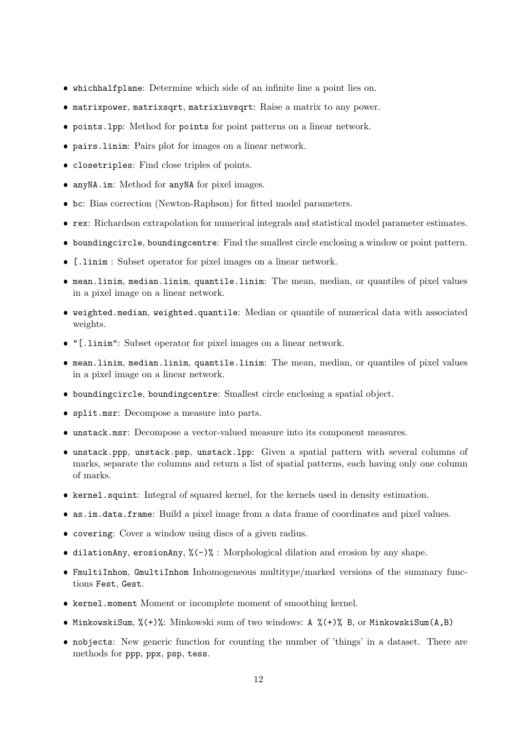- `whichhalfplane`: Determine which side of an infinite line a point lies on.
- `matrixpower`, `matrixsqrt`, `matrixinvsqrt`: Raise a matrix to any power.
- `points.lpp`: Method for `points` for point patterns on a linear network.
- `pairs.linim`: Pairs plot for images on a linear network.
- `closetriples`: Find close triples of points.
- `anyNA.im`: Method for `anyNA` for pixel images.
- `bc`: Bias correction (Newton-Raphson) for fitted model parameters.
- `rex`: Richardson extrapolation for numerical integrals and statistical model parameter estimates.
- `boundingcircle`, `boundingcentre`: Find the smallest circle enclosing a window or point pattern.
- `[.linim` : Subset operator for pixel images on a linear network.
- `mean.linim`, `median.linim`, `quantile.linim`: The mean, median, or quantiles of pixel values in a pixel image on a linear network.
- `weighted.median`, `weighted.quantile`: Median or quantile of numerical data with associated weights.
- `"[.linim"`: Subset operator for pixel images on a linear network.
- `mean.linim`, `median.linim`, `quantile.linim`: The mean, median, or quantiles of pixel values in a pixel image on a linear network.
- `boundingcircle`, `boundingcentre`: Smallest circle enclosing a spatial object.
- `split.msr`: Decompose a measure into parts.
- `unstack.msr`: Decompose a vector-valued measure into its component measures.
- `unstack.ppp`, `unstack.psp`, `unstack.lpp`: Given a spatial pattern with several columns of marks, separate the columns and return a list of spatial patterns, each having only one column of marks.
- `kernel.squint`: Integral of squared kernel, for the kernels used in density estimation.
- `as.im.data.frame`: Build a pixel image from a data frame of coordinates and pixel values.
- `covering`: Cover a window using discs of a given radius.
- `dilationAny`, `erosionAny`, `%(-)%` : Morphological dilation and erosion by any shape.
- `FmultiInhom`, `GmultiInhom` Inhomogeneous multitype/marked versions of the summary functions `Fest`, `Gest`.
- `kernel.moment` Moment or incomplete moment of smoothing kernel.
- `MinkowskiSum`, `%(+)%`: Minkowski sum of two windows: `A %(+)% B`, or `MinkowskiSum(A,B)`
- `nobjects`: New generic function for counting the number of 'things' in a dataset. There are methods for `ppp`, `ppx`, `psp`, `tess`.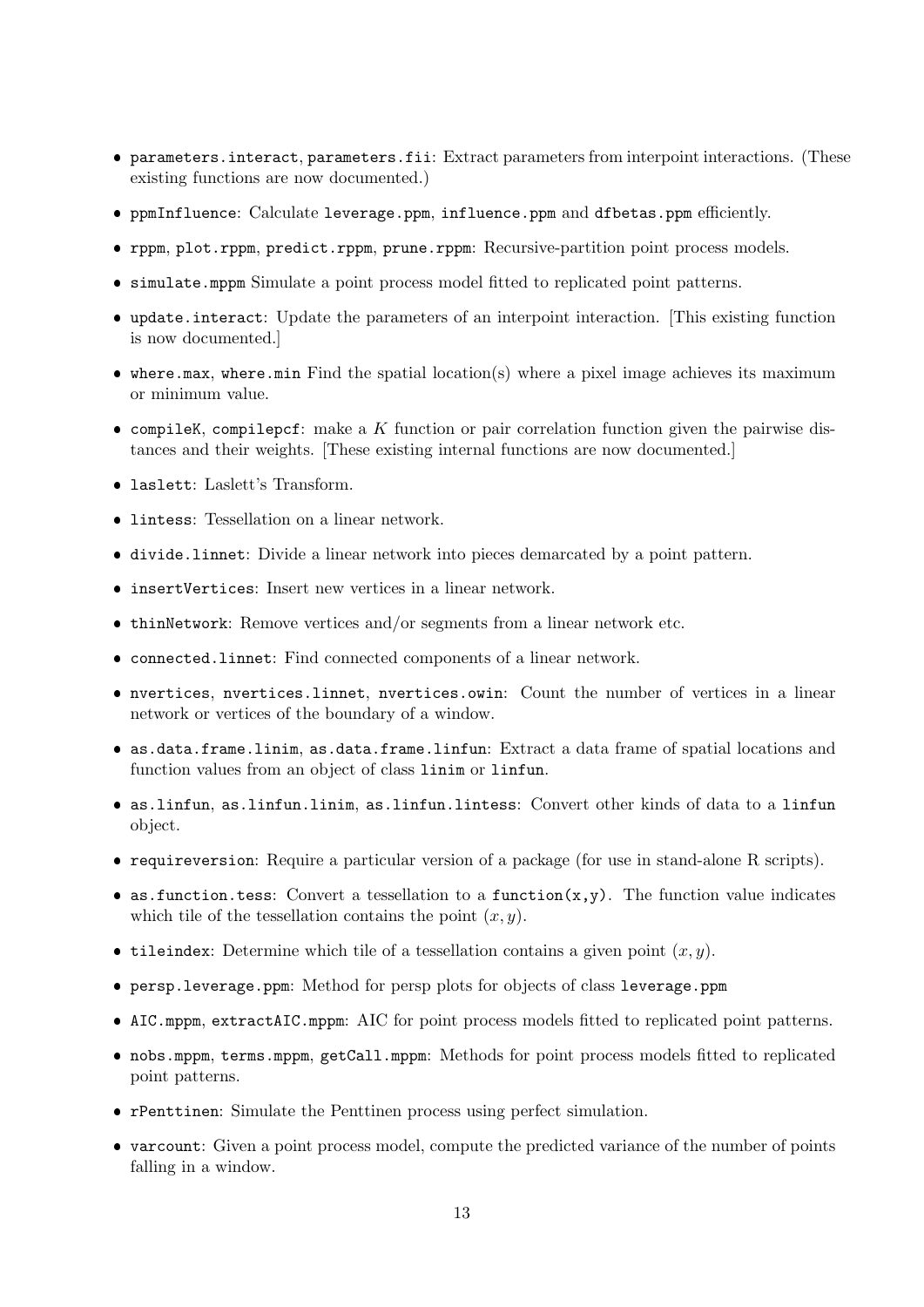- `parameters.interact`, `parameters.fii`: Extract parameters from interpoint interactions. (These existing functions are now documented.)
- `ppmInfluence`: Calculate `leverage.ppm`, `influence.ppm` and `dfbetas.ppm` efficiently.
- `rppm`, `plot.rppm`, `predict.rppm`, `prune.rppm`: Recursive-partition point process models.
- `simulate.mppm` Simulate a point process model fitted to replicated point patterns.
- `update.interact`: Update the parameters of an interpoint interaction. [This existing function is now documented.]
- `where.max`, `where.min` Find the spatial location(s) where a pixel image achieves its maximum or minimum value.
- `compileK`, `compilepcf`: make a $K$ function or pair correlation function given the pairwise distances and their weights. [These existing internal functions are now documented.]
- `laslett`: Laslett's Transform.
- `lintess`: Tessellation on a linear network.
- `divide.linnet`: Divide a linear network into pieces demarcated by a point pattern.
- `insertVertices`: Insert new vertices in a linear network.
- `thinNetwork`: Remove vertices and/or segments from a linear network etc.
- `connected.linnet`: Find connected components of a linear network.
- `nvertices`, `nvertices.linnet`, `nvertices.owin`: Count the number of vertices in a linear network or vertices of the boundary of a window.
- `as.data.frame.linim`, `as.data.frame.linfun`: Extract a data frame of spatial locations and function values from an object of class `linim` or `linfun`.
- `as.linfun`, `as.linfun.linim`, `as.linfun.lintess`: Convert other kinds of data to a `linfun` object.
- `requireversion`: Require a particular version of a package (for use in stand-alone R scripts).
- `as.function.tess`: Convert a tessellation to a `function(x,y)`. The function value indicates which tile of the tessellation contains the point $(x, y)$.
- `tileindex`: Determine which tile of a tessellation contains a given point $(x, y)$.
- `persp.leverage.ppm`: Method for persp plots for objects of class `leverage.ppm`
- `AIC.mppm`, `extractAIC.mppm`: AIC for point process models fitted to replicated point patterns.
- `nobs.mppm`, `terms.mppm`, `getCall.mppm`: Methods for point process models fitted to replicated point patterns.
- `rPenttinen`: Simulate the Penttinen process using perfect simulation.
- `varcount`: Given a point process model, compute the predicted variance of the number of points falling in a window.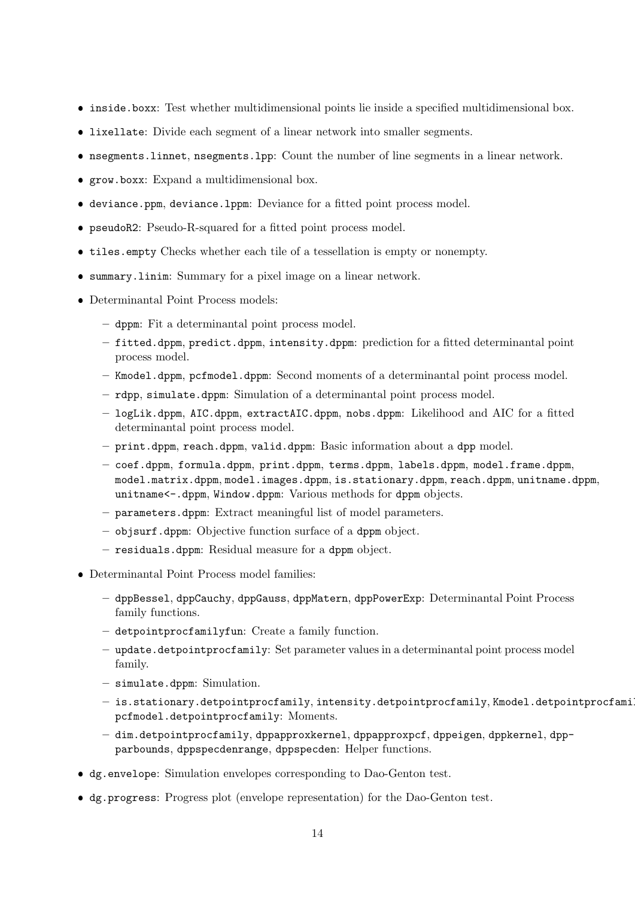- `inside.boxx`: Test whether multidimensional points lie inside a specified multidimensional box.
- `lixellate`: Divide each segment of a linear network into smaller segments.
- `nsegments.linnet`, `nsegments.lpp`: Count the number of line segments in a linear network.
- `grow.boxx`: Expand a multidimensional box.
- `deviance.ppm`, `deviance.lppm`: Deviance for a fitted point process model.
- `pseudoR2`: Pseudo-R-squared for a fitted point process model.
- `tiles.empty` Checks whether each tile of a tessellation is empty or nonempty.
- `summary.linim`: Summary for a pixel image on a linear network.
- Determinantal Point Process models:
  - `dppm`: Fit a determinantal point process model.
  - `fitted.dppm`, `predict.dppm`, `intensity.dppm`: prediction for a fitted determinantal point process model.
  - `Kmodel.dppm`, `pcfmodel.dppm`: Second moments of a determinantal point process model.
  - `rdpp`, `simulate.dppm`: Simulation of a determinantal point process model.
  - `logLik.dppm`, `AIC.dppm`, `extractAIC.dppm`, `nobs.dppm`: Likelihood and AIC for a fitted determinantal point process model.
  - `print.dppm`, `reach.dppm`, `valid.dppm`: Basic information about a `dpp` model.
  - `coef.dppm`, `formula.dppm`, `print.dppm`, `terms.dppm`, `labels.dppm`, `model.frame.dppm`, `model.matrix.dppm`, `model.images.dppm`, `is.stationary.dppm`, `reach.dppm`, `unitname.dppm`, `unitname<-.dppm`, `Window.dppm`: Various methods for `dppm` objects.
  - `parameters.dppm`: Extract meaningful list of model parameters.
  - `objsurf.dppm`: Objective function surface of a `dppm` object.
  - `residuals.dppm`: Residual measure for a `dppm` object.
- Determinantal Point Process model families:
  - `dppBessel`, `dppCauchy`, `dppGauss`, `dppMatern`, `dppPowerExp`: Determinantal Point Process family functions.
  - `detpointprocfamilyfun`: Create a family function.
  - `update.detpointprocfamily`: Set parameter values in a determinantal point process model family.
  - `simulate.dppm`: Simulation.
  - `is.stationary.detpointprocfamily`, `intensity.detpointprocfamily`, `Kmodel.detpointprocfamily`, `pcfmodel.detpointprocfamily`: Moments.
  - `dim.detpointprocfamily`, `dppapproxkernel`, `dppapproxpcf`, `dppeigen`, `dppkernel`, `dppparbounds`, `dppspecdenrange`, `dppspecden`: Helper functions.
- `dg.envelope`: Simulation envelopes corresponding to Dao-Genton test.
- `dg.progress`: Progress plot (envelope representation) for the Dao-Genton test.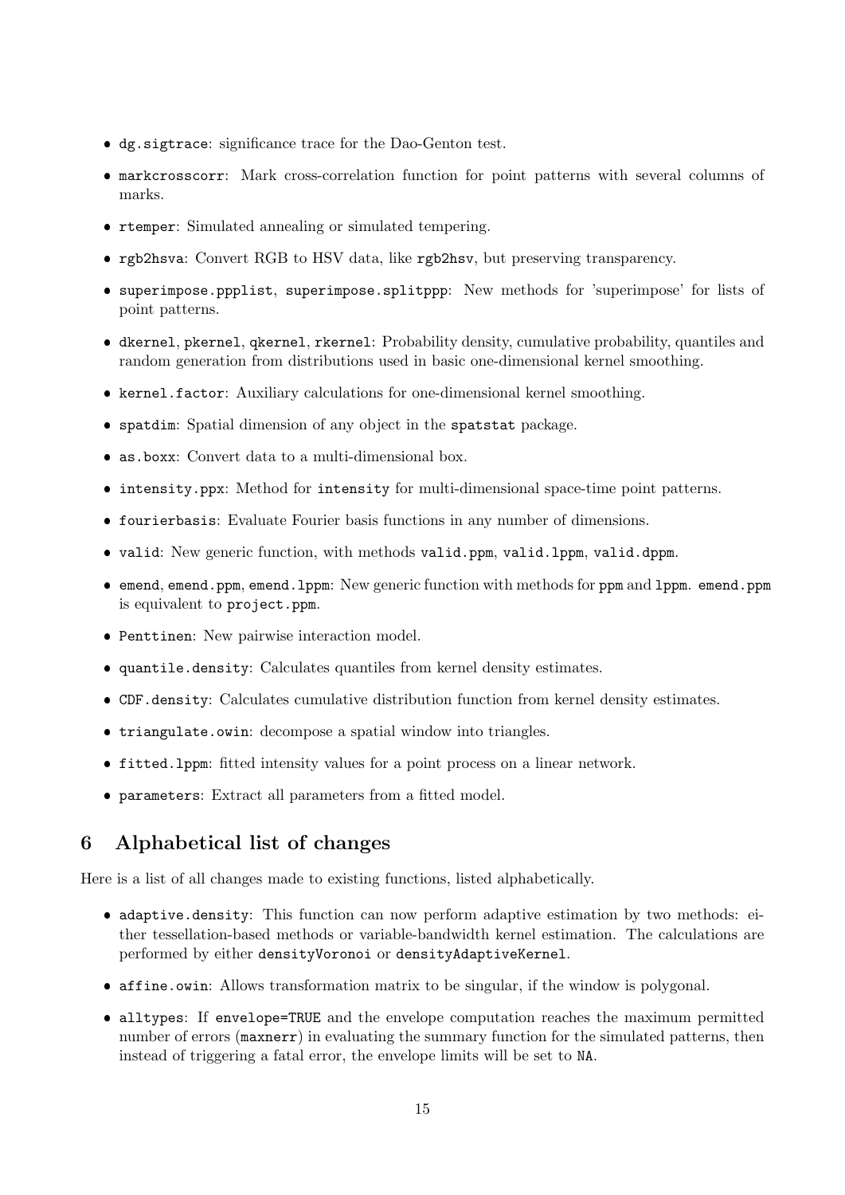- `dg.sigtrace`: significance trace for the Dao-Genton test.
- `markcrosscorr`: Mark cross-correlation function for point patterns with several columns of marks.
- `rtemper`: Simulated annealing or simulated tempering.
- `rgb2hsva`: Convert RGB to HSV data, like `rgb2hsv`, but preserving transparency.
- `superimpose.ppplist`, `superimpose.splitppp`: New methods for 'superimpose' for lists of point patterns.
- `dkernel`, `pkernel`, `qkernel`, `rkernel`: Probability density, cumulative probability, quantiles and random generation from distributions used in basic one-dimensional kernel smoothing.
- `kernel.factor`: Auxiliary calculations for one-dimensional kernel smoothing.
- `spatdim`: Spatial dimension of any object in the `spatstat` package.
- `as.boxx`: Convert data to a multi-dimensional box.
- `intensity.ppx`: Method for `intensity` for multi-dimensional space-time point patterns.
- `fourierbasis`: Evaluate Fourier basis functions in any number of dimensions.
- `valid`: New generic function, with methods `valid.ppm`, `valid.lppm`, `valid.dppm`.
- `emend`, `emend.ppm`, `emend.lppm`: New generic function with methods for `ppm` and `lppm`. `emend.ppm` is equivalent to `project.ppm`.
- `Penttinen`: New pairwise interaction model.
- `quantile.density`: Calculates quantiles from kernel density estimates.
- `CDF.density`: Calculates cumulative distribution function from kernel density estimates.
- `triangulate.owin`: decompose a spatial window into triangles.
- `fitted.lppm`: fitted intensity values for a point process on a linear network.
- `parameters`: Extract all parameters from a fitted model.

## 6 Alphabetical list of changes

Here is a list of all changes made to existing functions, listed alphabetically.

- `adaptive.density`: This function can now perform adaptive estimation by two methods: either tessellation-based methods or variable-bandwidth kernel estimation. The calculations are performed by either `densityVoronoi` or `densityAdaptiveKernel`.
- `affine.owin`: Allows transformation matrix to be singular, if the window is polygonal.
- `alltypes`: If `envelope=TRUE` and the envelope computation reaches the maximum permitted number of errors (`maxnerr`) in evaluating the summary function for the simulated patterns, then instead of triggering a fatal error, the envelope limits will be set to `NA`.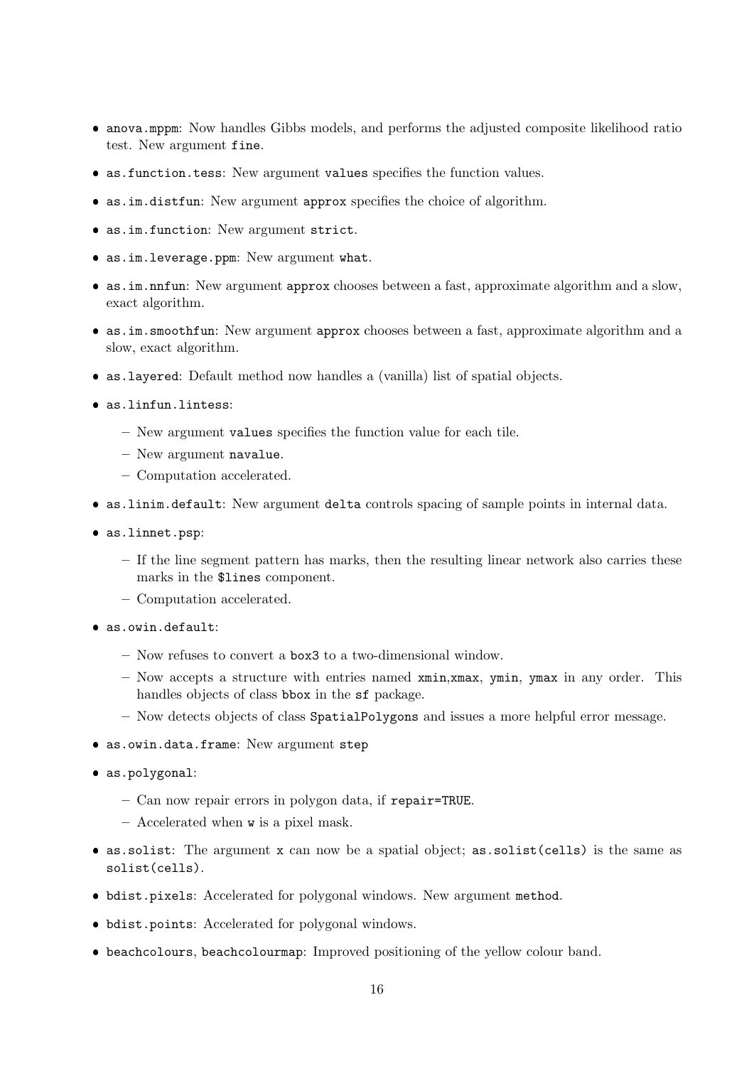- `anova.mppm`: Now handles Gibbs models, and performs the adjusted composite likelihood ratio test. New argument `fine`.
- `as.function.tess`: New argument `values` specifies the function values.
- `as.im.distfun`: New argument `approx` specifies the choice of algorithm.
- `as.im.function`: New argument `strict`.
- `as.im.leverage.ppm`: New argument `what`.
- `as.im.nnfun`: New argument `approx` chooses between a fast, approximate algorithm and a slow, exact algorithm.
- `as.im.smoothfun`: New argument `approx` chooses between a fast, approximate algorithm and a slow, exact algorithm.
- `as.layered`: Default method now handles a (vanilla) list of spatial objects.
- `as.linfun.lintess`:
  - New argument `values` specifies the function value for each tile.
  - New argument `navalue`.
  - Computation accelerated.
- `as.linim.default`: New argument `delta` controls spacing of sample points in internal data.
- `as.linnet.psp`:
  - If the line segment pattern has marks, then the resulting linear network also carries these marks in the `$lines` component.
  - Computation accelerated.
- `as.owin.default`:
  - Now refuses to convert a `box3` to a two-dimensional window.
  - Now accepts a structure with entries named `xmin`,`xmax`, `ymin`, `ymax` in any order. This handles objects of class `bbox` in the `sf` package.
  - Now detects objects of class `SpatialPolygons` and issues a more helpful error message.
- `as.owin.data.frame`: New argument `step`
- `as.polygonal`:
  - Can now repair errors in polygon data, if `repair=TRUE`.
  - Accelerated when `w` is a pixel mask.
- `as.solist`: The argument `x` can now be a spatial object; `as.solist(cells)` is the same as `solist(cells)`.
- `bdist.pixels`: Accelerated for polygonal windows. New argument `method`.
- `bdist.points`: Accelerated for polygonal windows.
- `beachcolours`, `beachcolourmap`: Improved positioning of the yellow colour band.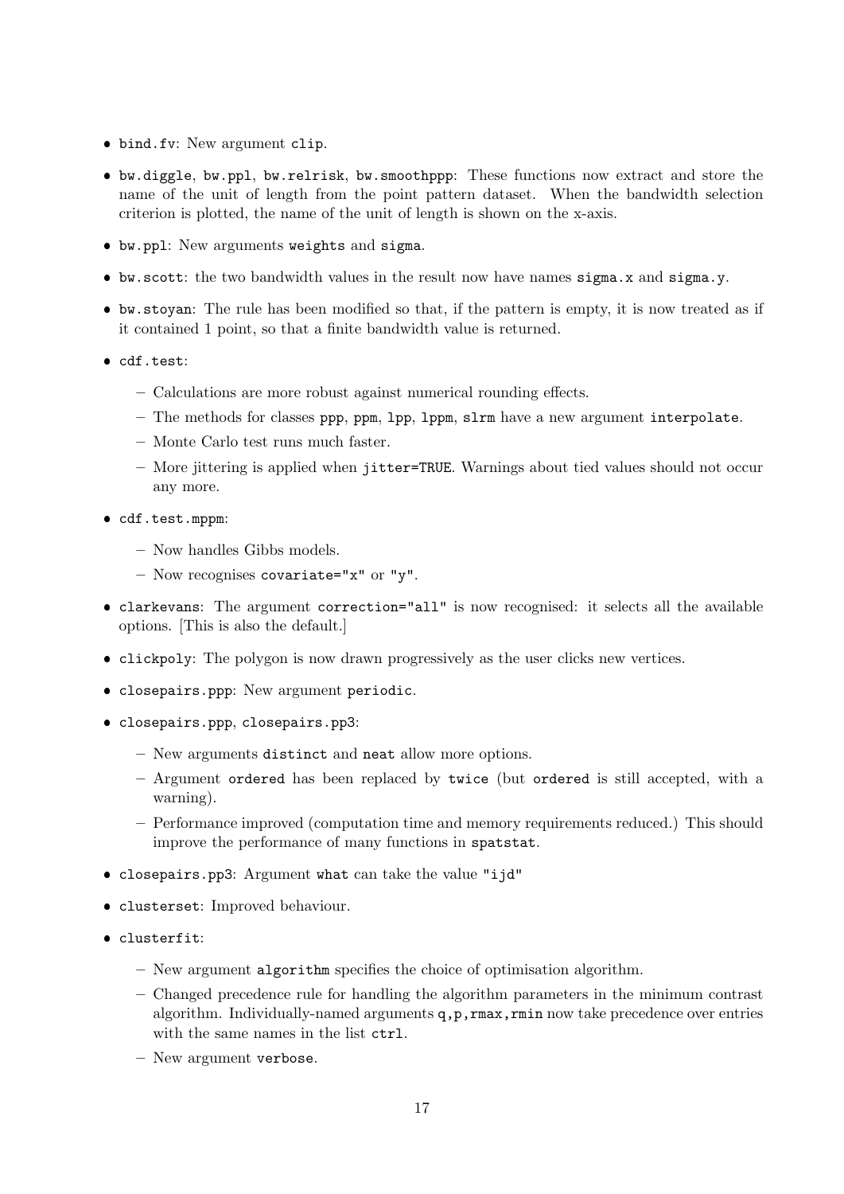- bind.fv: New argument clip.
- bw.diggle, bw.ppl, bw.relrisk, bw.smoothppp: These functions now extract and store the name of the unit of length from the point pattern dataset. When the bandwidth selection criterion is plotted, the name of the unit of length is shown on the x-axis.
- bw.ppl: New arguments weights and sigma.
- bw.scott: the two bandwidth values in the result now have names sigma.x and sigma.y.
- bw.stoyan: The rule has been modified so that, if the pattern is empty, it is now treated as if it contained 1 point, so that a finite bandwidth value is returned.
- cdf.test:
  - Calculations are more robust against numerical rounding effects.
  - The methods for classes ppp, ppm, lpp, lppm, slrm have a new argument interpolate.
  - Monte Carlo test runs much faster.
  - More jittering is applied when jitter=TRUE. Warnings about tied values should not occur any more.
- cdf.test.mppm:
  - Now handles Gibbs models.
  - Now recognises covariate="x" or "y".
- clarkevans: The argument correction="all" is now recognised: it selects all the available options. [This is also the default.]
- clickpoly: The polygon is now drawn progressively as the user clicks new vertices.
- closepairs.ppp: New argument periodic.
- closepairs.ppp, closepairs.pp3:
  - New arguments distinct and neat allow more options.
  - Argument ordered has been replaced by twice (but ordered is still accepted, with a warning).
  - Performance improved (computation time and memory requirements reduced.) This should improve the performance of many functions in spatstat.
- closepairs.pp3: Argument what can take the value "ijd"
- clusterset: Improved behaviour.
- clusterfit:
  - New argument algorithm specifies the choice of optimisation algorithm.
  - Changed precedence rule for handling the algorithm parameters in the minimum contrast algorithm. Individually-named arguments q,p,rmax,rmin now take precedence over entries with the same names in the list ctrl.
  - New argument verbose.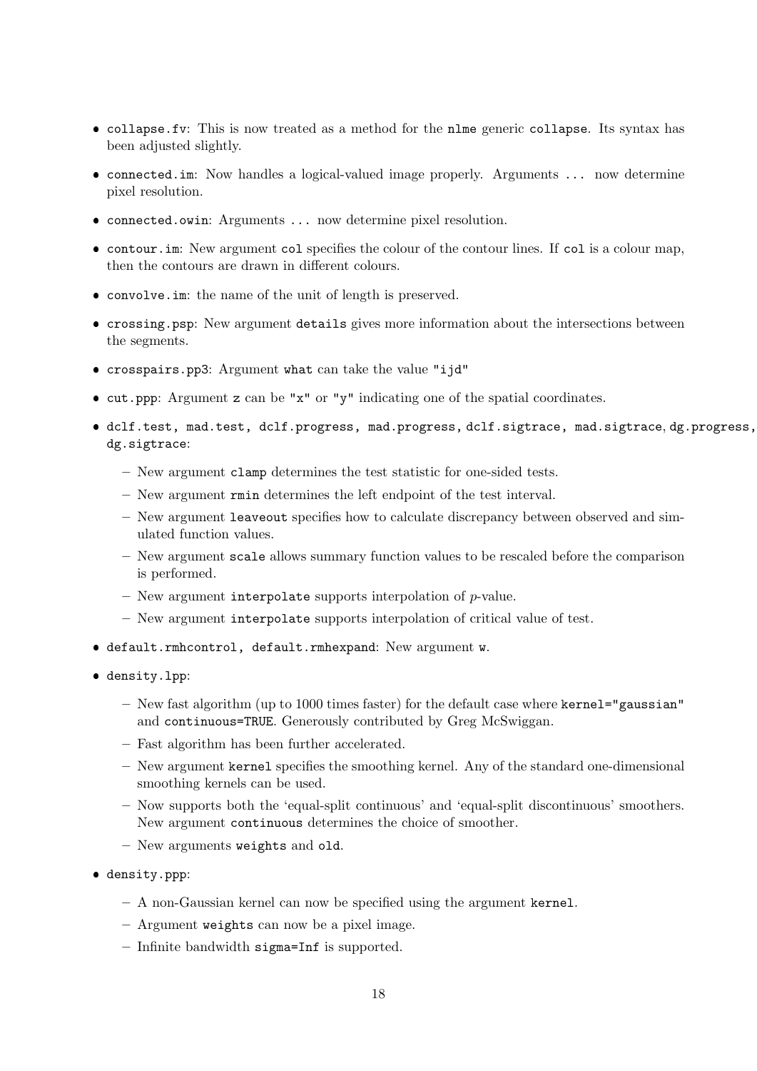- `collapse.fv`: This is now treated as a method for the `nlme` generic `collapse`. Its syntax has been adjusted slightly.
- `connected.im`: Now handles a logical-valued image properly. Arguments `...` now determine pixel resolution.
- `connected.owin`: Arguments `...` now determine pixel resolution.
- `contour.im`: New argument `col` specifies the colour of the contour lines. If `col` is a colour map, then the contours are drawn in different colours.
- `convolve.im`: the name of the unit of length is preserved.
- `crossing.psp`: New argument `details` gives more information about the intersections between the segments.
- `crosspairs.pp3`: Argument `what` can take the value `"ijd"`
- `cut.ppp`: Argument `z` can be `"x"` or `"y"` indicating one of the spatial coordinates.
- `dclf.test, mad.test, dclf.progress, mad.progress, dclf.sigtrace, mad.sigtrace, dg.progress, dg.sigtrace`:
  - New argument `clamp` determines the test statistic for one-sided tests.
  - New argument `rmin` determines the left endpoint of the test interval.
  - New argument `leaveout` specifies how to calculate discrepancy between observed and simulated function values.
  - New argument `scale` allows summary function values to be rescaled before the comparison is performed.
  - New argument `interpolate` supports interpolation of $p$-value.
  - New argument `interpolate` supports interpolation of critical value of test.
- `default.rmhcontrol, default.rmhexpand`: New argument `w`.
- `density.lpp`:
  - New fast algorithm (up to 1000 times faster) for the default case where `kernel="gaussian"` and `continuous=TRUE`. Generously contributed by Greg McSwiggan.
  - Fast algorithm has been further accelerated.
  - New argument `kernel` specifies the smoothing kernel. Any of the standard one-dimensional smoothing kernels can be used.
  - Now supports both the 'equal-split continuous' and 'equal-split discontinuous' smoothers. New argument `continuous` determines the choice of smoother.
  - New arguments `weights` and `old`.
- `density.ppp`:
  - A non-Gaussian kernel can now be specified using the argument `kernel`.
  - Argument `weights` can now be a pixel image.
  - Infinite bandwidth `sigma=Inf` is supported.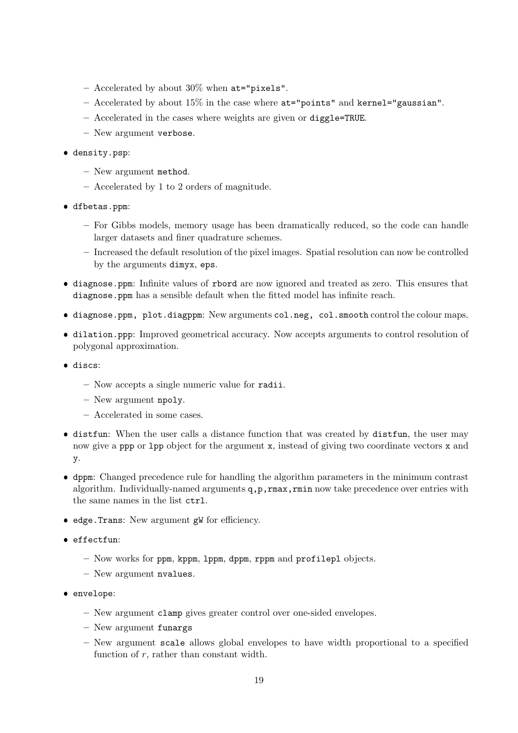- Accelerated by about 30% when `at="pixels"`.
  - Accelerated by about 15% in the case where `at="points"` and `kernel="gaussian"`.
  - Accelerated in the cases where weights are given or `diggle=TRUE`.
  - New argument `verbose`.

- `density.psp`:
  - New argument `method`.
  - Accelerated by 1 to 2 orders of magnitude.

- `dfbetas.ppm`:
  - For Gibbs models, memory usage has been dramatically reduced, so the code can handle larger datasets and finer quadrature schemes.
  - Increased the default resolution of the pixel images. Spatial resolution can now be controlled by the arguments `dimyx`, `eps`.

- `diagnose.ppm`: Infinite values of `rbord` are now ignored and treated as zero. This ensures that `diagnose.ppm` has a sensible default when the fitted model has infinite reach.

- `diagnose.ppm, plot.diagppm`: New arguments `col.neg, col.smooth` control the colour maps.

- `dilation.ppp`: Improved geometrical accuracy. Now accepts arguments to control resolution of polygonal approximation.

- `discs`:
  - Now accepts a single numeric value for `radii`.
  - New argument `npoly`.
  - Accelerated in some cases.

- `distfun`: When the user calls a distance function that was created by `distfun`, the user may now give a `ppp` or `lpp` object for the argument `x`, instead of giving two coordinate vectors `x` and `y`.

- `dppm`: Changed precedence rule for handling the algorithm parameters in the minimum contrast algorithm. Individually-named arguments `q,p,rmax,rmin` now take precedence over entries with the same names in the list `ctrl`.

- `edge.Trans`: New argument `gW` for efficiency.

- `effectfun`:
  - Now works for `ppm`, `kppm`, `lppm`, `dppm`, `rppm` and `profilepl` objects.
  - New argument `nvalues`.

- `envelope`:
  - New argument `clamp` gives greater control over one-sided envelopes.
  - New argument `funargs`
  - New argument `scale` allows global envelopes to have width proportional to a specified function of $r$, rather than constant width.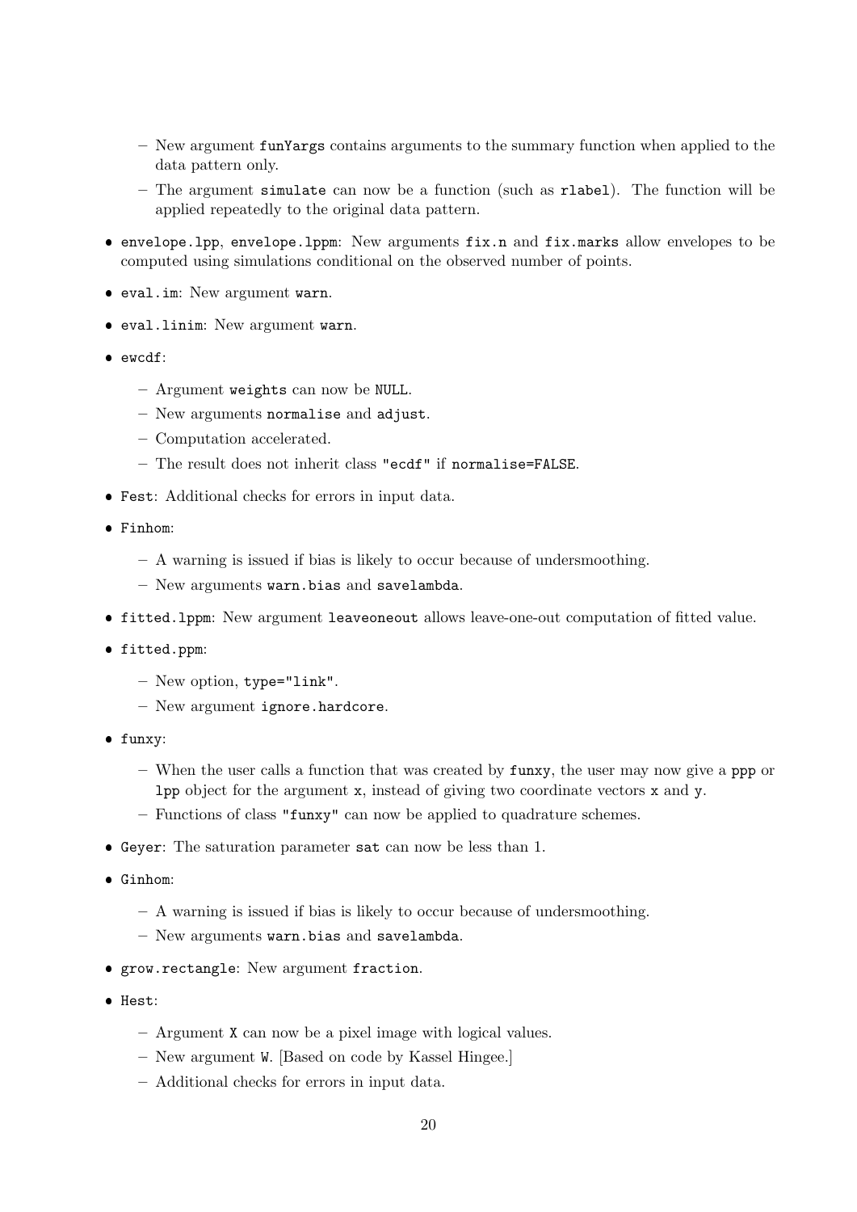- New argument `funYargs` contains arguments to the summary function when applied to the data pattern only.
  - The argument `simulate` can now be a function (such as `rlabel`). The function will be applied repeatedly to the original data pattern.

- `envelope.lpp`, `envelope.lppm`: New arguments `fix.n` and `fix.marks` allow envelopes to be computed using simulations conditional on the observed number of points.
- `eval.im`: New argument `warn`.
- `eval.linim`: New argument `warn`.
- `ewcdf`:
  - Argument `weights` can now be `NULL`.
  - New arguments `normalise` and `adjust`.
  - Computation accelerated.
  - The result does not inherit class `"ecdf"` if `normalise=FALSE`.
- `Fest`: Additional checks for errors in input data.
- `Finhom`:
  - A warning is issued if bias is likely to occur because of undersmoothing.
  - New arguments `warn.bias` and `savelambda`.
- `fitted.lppm`: New argument `leaveoneout` allows leave-one-out computation of fitted value.
- `fitted.ppm`:
  - New option, `type="link"`.
  - New argument `ignore.hardcore`.
- `funxy`:
  - When the user calls a function that was created by `funxy`, the user may now give a `ppp` or `lpp` object for the argument `x`, instead of giving two coordinate vectors `x` and `y`.
  - Functions of class `"funxy"` can now be applied to quadrature schemes.
- `Geyer`: The saturation parameter `sat` can now be less than 1.
- `Ginhom`:
  - A warning is issued if bias is likely to occur because of undersmoothing.
  - New arguments `warn.bias` and `savelambda`.
- `grow.rectangle`: New argument `fraction`.
- `Hest`:
  - Argument `X` can now be a pixel image with logical values.
  - New argument `W`. [Based on code by Kassel Hingee.]
  - Additional checks for errors in input data.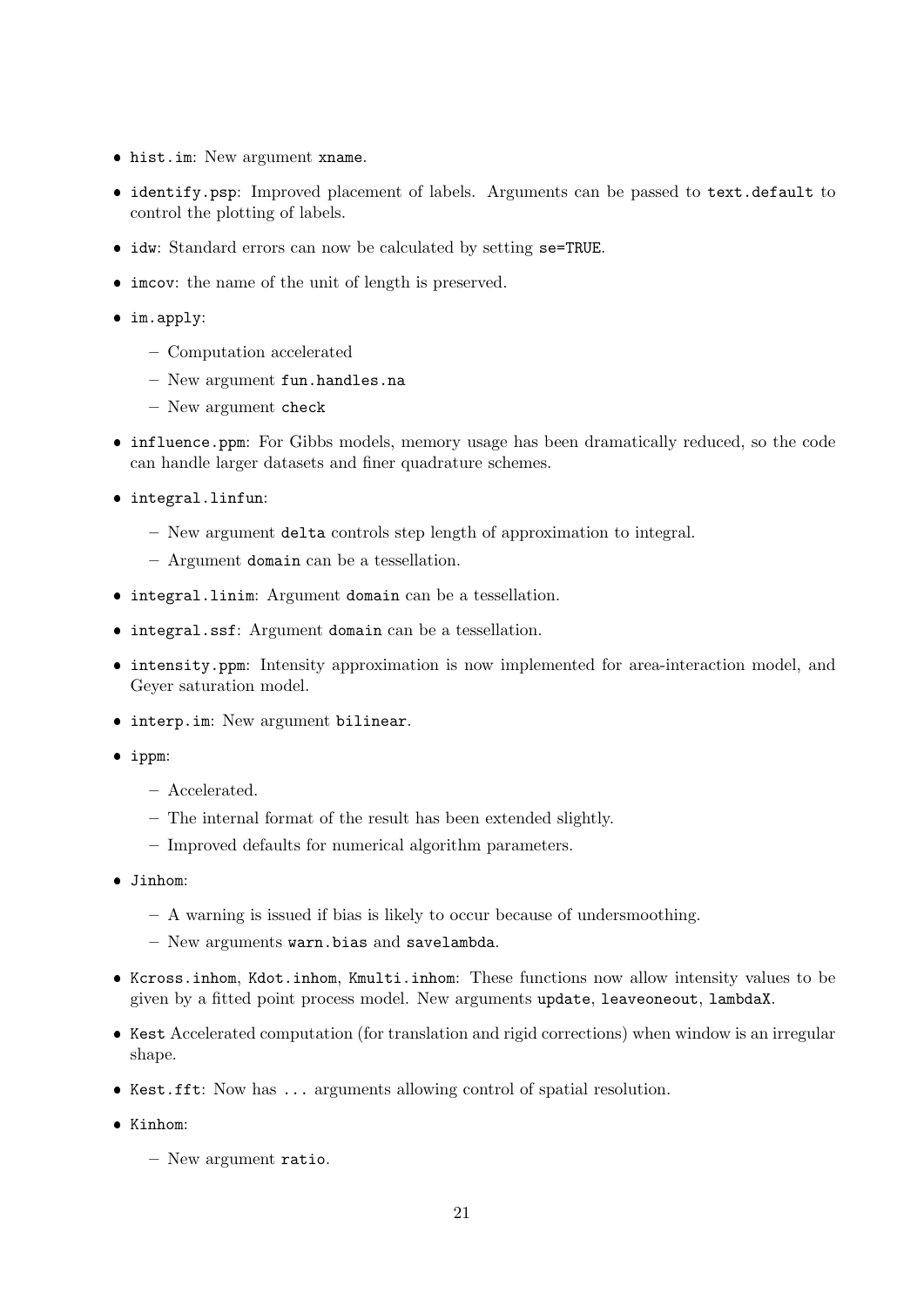- `hist.im`: New argument `xname`.
- `identify.psp`: Improved placement of labels. Arguments can be passed to `text.default` to control the plotting of labels.
- `idw`: Standard errors can now be calculated by setting `se=TRUE`.
- `imcov`: the name of the unit of length is preserved.
- `im.apply`:
  - Computation accelerated
  - New argument `fun.handles.na`
  - New argument `check`
- `influence.ppm`: For Gibbs models, memory usage has been dramatically reduced, so the code can handle larger datasets and finer quadrature schemes.
- `integral.linfun`:
  - New argument `delta` controls step length of approximation to integral.
  - Argument `domain` can be a tessellation.
- `integral.linim`: Argument `domain` can be a tessellation.
- `integral.ssf`: Argument `domain` can be a tessellation.
- `intensity.ppm`: Intensity approximation is now implemented for area-interaction model, and Geyer saturation model.
- `interp.im`: New argument `bilinear`.
- `ippm`:
  - Accelerated.
  - The internal format of the result has been extended slightly.
  - Improved defaults for numerical algorithm parameters.
- `Jinhom`:
  - A warning is issued if bias is likely to occur because of undersmoothing.
  - New arguments `warn.bias` and `savelambda`.
- `Kcross.inhom`, `Kdot.inhom`, `Kmulti.inhom`: These functions now allow intensity values to be given by a fitted point process model. New arguments `update`, `leaveoneout`, `lambdaX`.
- `Kest` Accelerated computation (for translation and rigid corrections) when window is an irregular shape.
- `Kest.fft`: Now has `...` arguments allowing control of spatial resolution.
- `Kinhom`:
  - New argument `ratio`.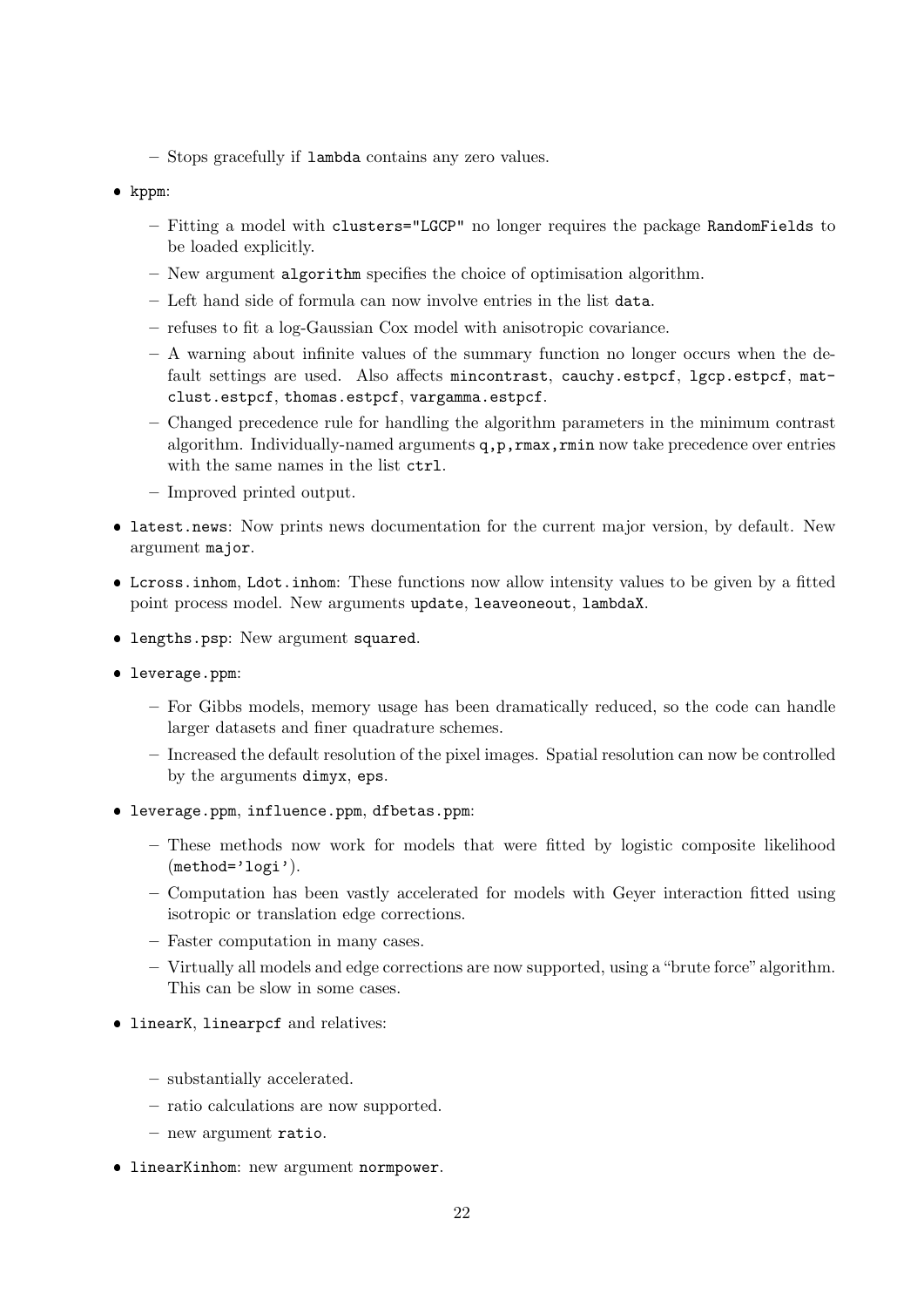- Stops gracefully if `lambda` contains any zero values.

- `kppm`:
  - Fitting a model with `clusters="LGCP"` no longer requires the package `RandomFields` to be loaded explicitly.
  - New argument `algorithm` specifies the choice of optimisation algorithm.
  - Left hand side of formula can now involve entries in the list `data`.
  - refuses to fit a log-Gaussian Cox model with anisotropic covariance.
  - A warning about infinite values of the summary function no longer occurs when the default settings are used. Also affects `mincontrast`, `cauchy.estpcf`, `lgcp.estpcf`, `matclust.estpcf`, `thomas.estpcf`, `vargamma.estpcf`.
  - Changed precedence rule for handling the algorithm parameters in the minimum contrast algorithm. Individually-named arguments `q,p,rmax,rmin` now take precedence over entries with the same names in the list `ctrl`.
  - Improved printed output.

- `latest.news`: Now prints news documentation for the current major version, by default. New argument `major`.

- `Lcross.inhom`, `Ldot.inhom`: These functions now allow intensity values to be given by a fitted point process model. New arguments `update`, `leaveoneout`, `lambdaX`.

- `lengths.psp`: New argument `squared`.

- `leverage.ppm`:
  - For Gibbs models, memory usage has been dramatically reduced, so the code can handle larger datasets and finer quadrature schemes.
  - Increased the default resolution of the pixel images. Spatial resolution can now be controlled by the arguments `dimyx`, `eps`.

- `leverage.ppm`, `influence.ppm`, `dfbetas.ppm`:
  - These methods now work for models that were fitted by logistic composite likelihood (`method='logi'`).
  - Computation has been vastly accelerated for models with Geyer interaction fitted using isotropic or translation edge corrections.
  - Faster computation in many cases.
  - Virtually all models and edge corrections are now supported, using a "brute force" algorithm. This can be slow in some cases.

- `linearK`, `linearpcf` and relatives:
  - substantially accelerated.
  - ratio calculations are now supported.
  - new argument `ratio`.

- `linearKinhom`: new argument `normpower`.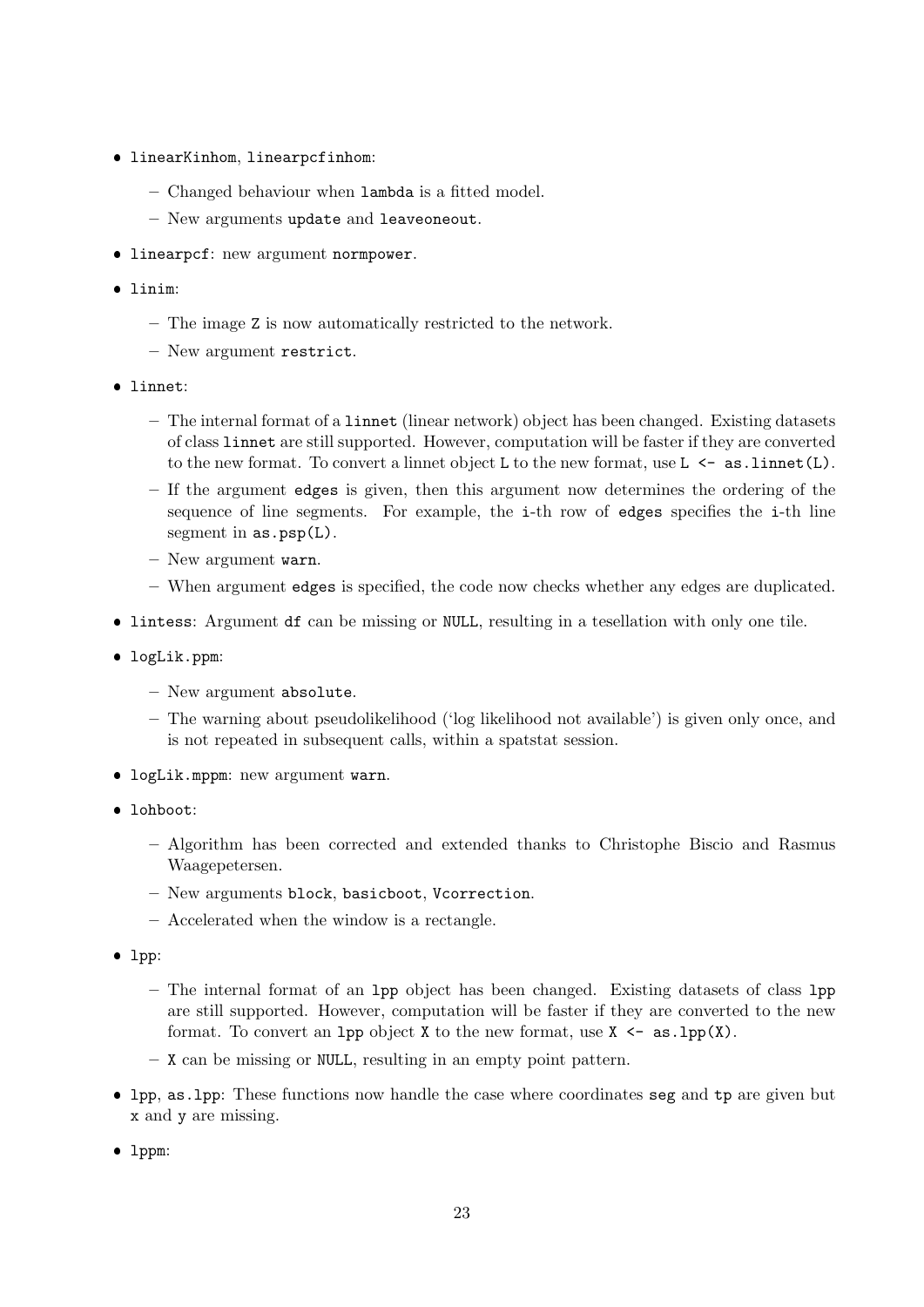- `linearKinhom`, `linearpcfinhom`:
  - Changed behaviour when `lambda` is a fitted model.
  - New arguments `update` and `leaveoneout`.
- `linearpcf`: new argument `normpower`.
- `linim`:
  - The image `Z` is now automatically restricted to the network.
  - New argument `restrict`.
- `linnet`:
  - The internal format of a `linnet` (linear network) object has been changed. Existing datasets of class `linnet` are still supported. However, computation will be faster if they are converted to the new format. To convert a linnet object `L` to the new format, use `L <- as.linnet(L)`.
  - If the argument `edges` is given, then this argument now determines the ordering of the sequence of line segments. For example, the `i`-th row of `edges` specifies the `i`-th line segment in `as.psp(L)`.
  - New argument `warn`.
  - When argument `edges` is specified, the code now checks whether any edges are duplicated.
- `lintess`: Argument `df` can be missing or `NULL`, resulting in a tesellation with only one tile.
- `logLik.ppm`:
  - New argument `absolute`.
  - The warning about pseudolikelihood ('log likelihood not available') is given only once, and is not repeated in subsequent calls, within a spatstat session.
- `logLik.mppm`: new argument `warn`.
- `lohboot`:
  - Algorithm has been corrected and extended thanks to Christophe Biscio and Rasmus Waagepetersen.
  - New arguments `block`, `basicboot`, `Vcorrection`.
  - Accelerated when the window is a rectangle.
- `lpp`:
  - The internal format of an `lpp` object has been changed. Existing datasets of class `lpp` are still supported. However, computation will be faster if they are converted to the new format. To convert an `lpp` object `X` to the new format, use `X <- as.lpp(X)`.
  - `X` can be missing or `NULL`, resulting in an empty point pattern.
- `lpp`, `as.lpp`: These functions now handle the case where coordinates `seg` and `tp` are given but `x` and `y` are missing.
- `lppm`: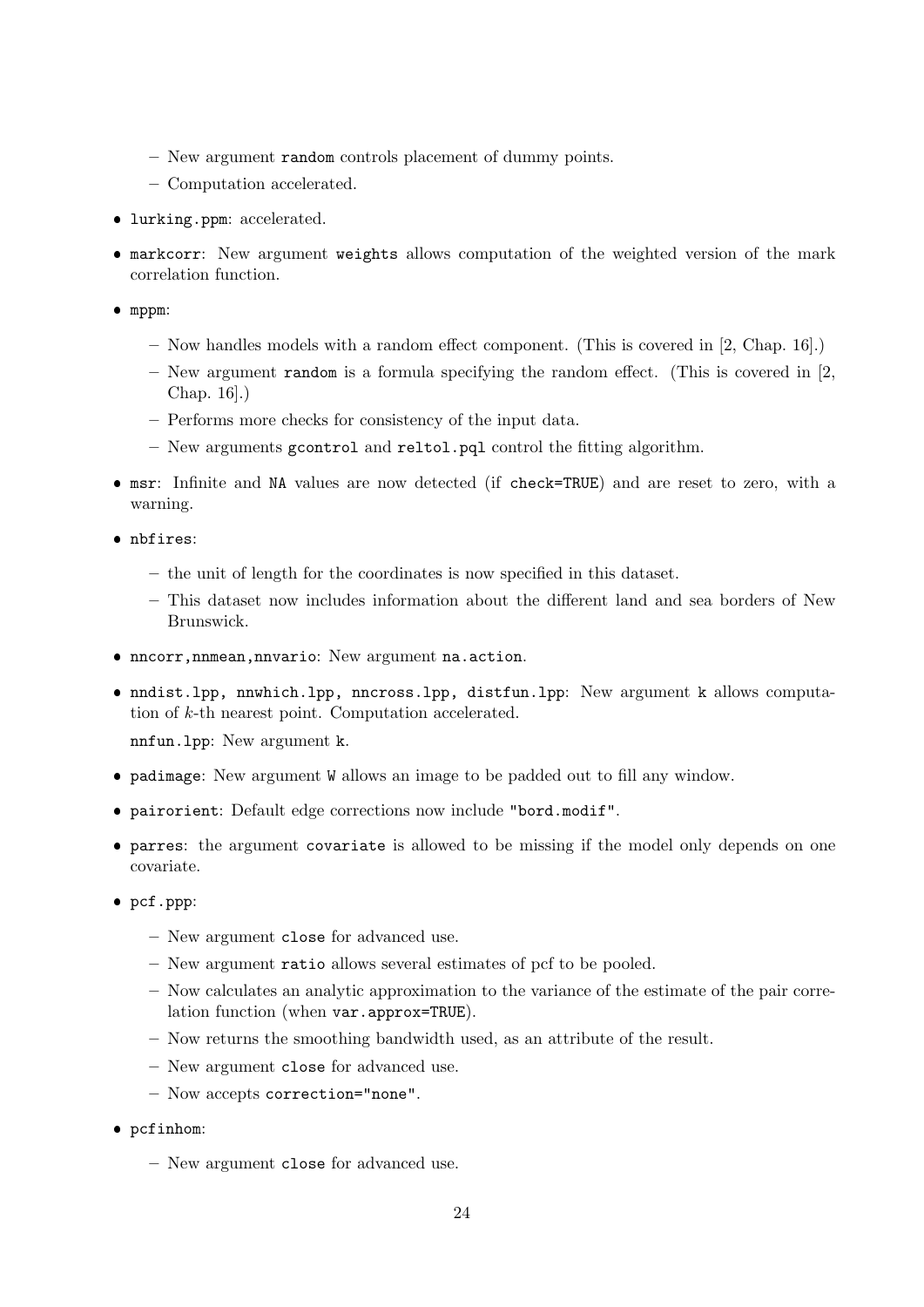- New argument `random` controls placement of dummy points.
  - Computation accelerated.

- `lurking.ppm`: accelerated.
- `markcorr`: New argument `weights` allows computation of the weighted version of the mark correlation function.
- `mppm`:
  - Now handles models with a random effect component. (This is covered in [2, Chap. 16].)
  - New argument `random` is a formula specifying the random effect. (This is covered in [2, Chap. 16].)
  - Performs more checks for consistency of the input data.
  - New arguments `gcontrol` and `reltol.pql` control the fitting algorithm.
- `msr`: Infinite and `NA` values are now detected (if `check=TRUE`) and are reset to zero, with a warning.
- `nbfires`:
  - the unit of length for the coordinates is now specified in this dataset.
  - This dataset now includes information about the different land and sea borders of New Brunswick.
- `nncorr,nnmean,nnvario`: New argument `na.action`.
- `nndist.lpp, nnwhich.lpp, nncross.lpp, distfun.lpp`: New argument `k` allows computation of $k$-th nearest point. Computation accelerated.

  `nnfun.lpp`: New argument `k`.
- `padimage`: New argument `W` allows an image to be padded out to fill any window.
- `pairorient`: Default edge corrections now include `"bord.modif"`.
- `parres`: the argument `covariate` is allowed to be missing if the model only depends on one covariate.
- `pcf.ppp`:
  - New argument `close` for advanced use.
  - New argument `ratio` allows several estimates of pcf to be pooled.
  - Now calculates an analytic approximation to the variance of the estimate of the pair correlation function (when `var.approx=TRUE`).
  - Now returns the smoothing bandwidth used, as an attribute of the result.
  - New argument `close` for advanced use.
  - Now accepts `correction="none"`.
- `pcfinhom`:
  - New argument `close` for advanced use.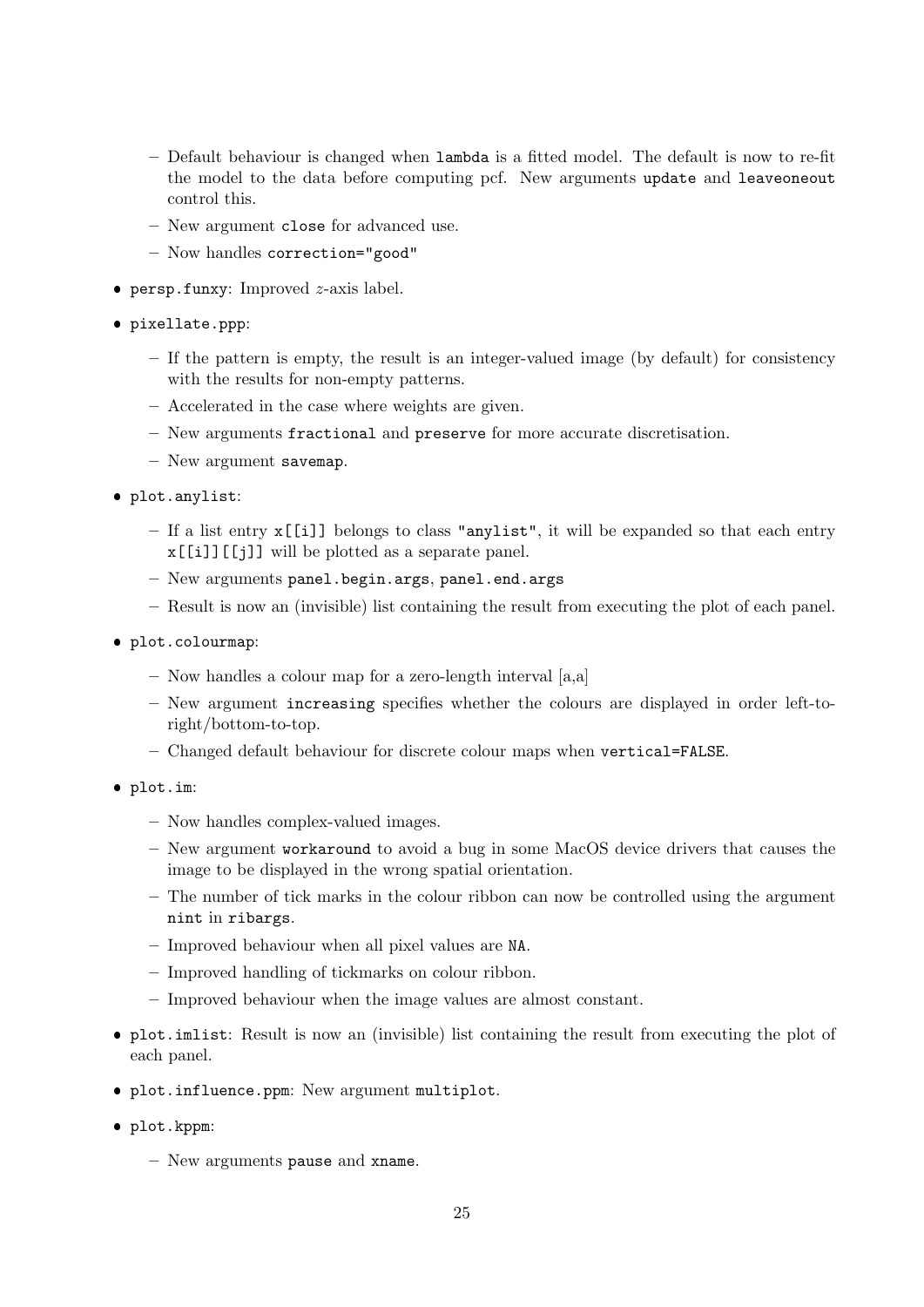- Default behaviour is changed when `lambda` is a fitted model. The default is now to re-fit the model to the data before computing pcf. New arguments `update` and `leaveoneout` control this.
  - New argument `close` for advanced use.
  - Now handles `correction="good"`

- `persp.funxy`: Improved $z$-axis label.

- `pixellate.ppp`:

  - If the pattern is empty, the result is an integer-valued image (by default) for consistency with the results for non-empty patterns.
  - Accelerated in the case where weights are given.
  - New arguments `fractional` and `preserve` for more accurate discretisation.
  - New argument `savemap`.

- `plot.anylist`:

  - If a list entry `x[[i]]` belongs to class `"anylist"`, it will be expanded so that each entry `x[[i]][[j]]` will be plotted as a separate panel.
  - New arguments `panel.begin.args`, `panel.end.args`
  - Result is now an (invisible) list containing the result from executing the plot of each panel.

- `plot.colourmap`:

  - Now handles a colour map for a zero-length interval [a,a]
  - New argument `increasing` specifies whether the colours are displayed in order left-to-right/bottom-to-top.
  - Changed default behaviour for discrete colour maps when `vertical=FALSE`.

- `plot.im`:

  - Now handles complex-valued images.
  - New argument `workaround` to avoid a bug in some MacOS device drivers that causes the image to be displayed in the wrong spatial orientation.
  - The number of tick marks in the colour ribbon can now be controlled using the argument `nint` in `ribargs`.
  - Improved behaviour when all pixel values are `NA`.
  - Improved handling of tickmarks on colour ribbon.
  - Improved behaviour when the image values are almost constant.

- `plot.imlist`: Result is now an (invisible) list containing the result from executing the plot of each panel.

- `plot.influence.ppm`: New argument `multiplot`.

- `plot.kppm`:

  - New arguments `pause` and `xname`.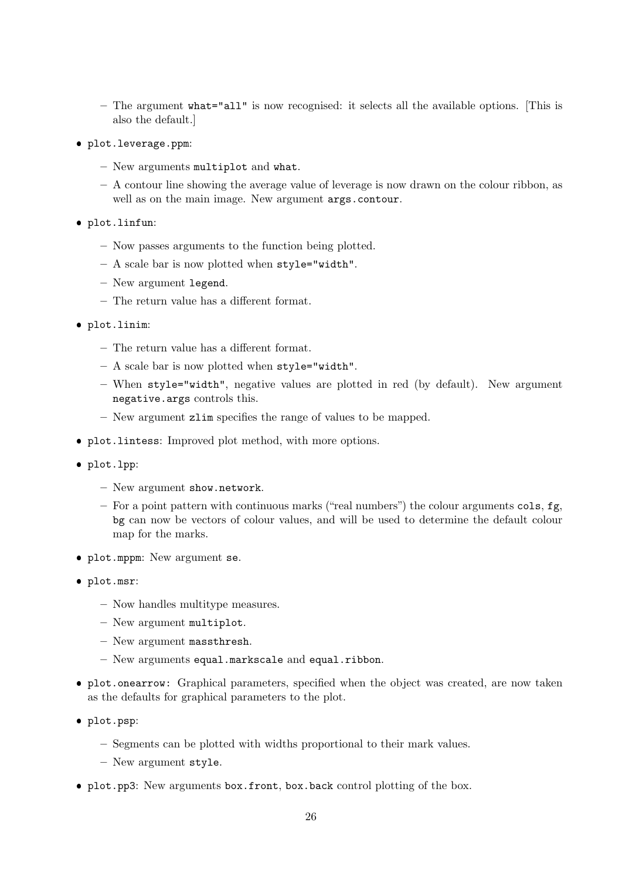- The argument `what="all"` is now recognised: it selects all the available options. [This is also the default.]

- `plot.leverage.ppm`:
  - New arguments `multiplot` and `what`.
  - A contour line showing the average value of leverage is now drawn on the colour ribbon, as well as on the main image. New argument `args.contour`.

- `plot.linfun`:
  - Now passes arguments to the function being plotted.
  - A scale bar is now plotted when `style="width"`.
  - New argument `legend`.
  - The return value has a different format.

- `plot.linim`:
  - The return value has a different format.
  - A scale bar is now plotted when `style="width"`.
  - When `style="width"`, negative values are plotted in red (by default). New argument `negative.args` controls this.
  - New argument `zlim` specifies the range of values to be mapped.

- `plot.lintess`: Improved plot method, with more options.

- `plot.lpp`:
  - New argument `show.network`.
  - For a point pattern with continuous marks ("real numbers") the colour arguments `cols`, `fg`, `bg` can now be vectors of colour values, and will be used to determine the default colour map for the marks.

- `plot.mppm`: New argument `se`.

- `plot.msr`:
  - Now handles multitype measures.
  - New argument `multiplot`.
  - New argument `massthresh`.
  - New arguments `equal.markscale` and `equal.ribbon`.

- `plot.onearrow`: Graphical parameters, specified when the object was created, are now taken as the defaults for graphical parameters to the plot.

- `plot.psp`:
  - Segments can be plotted with widths proportional to their mark values.
  - New argument `style`.

- `plot.pp3`: New arguments `box.front`, `box.back` control plotting of the box.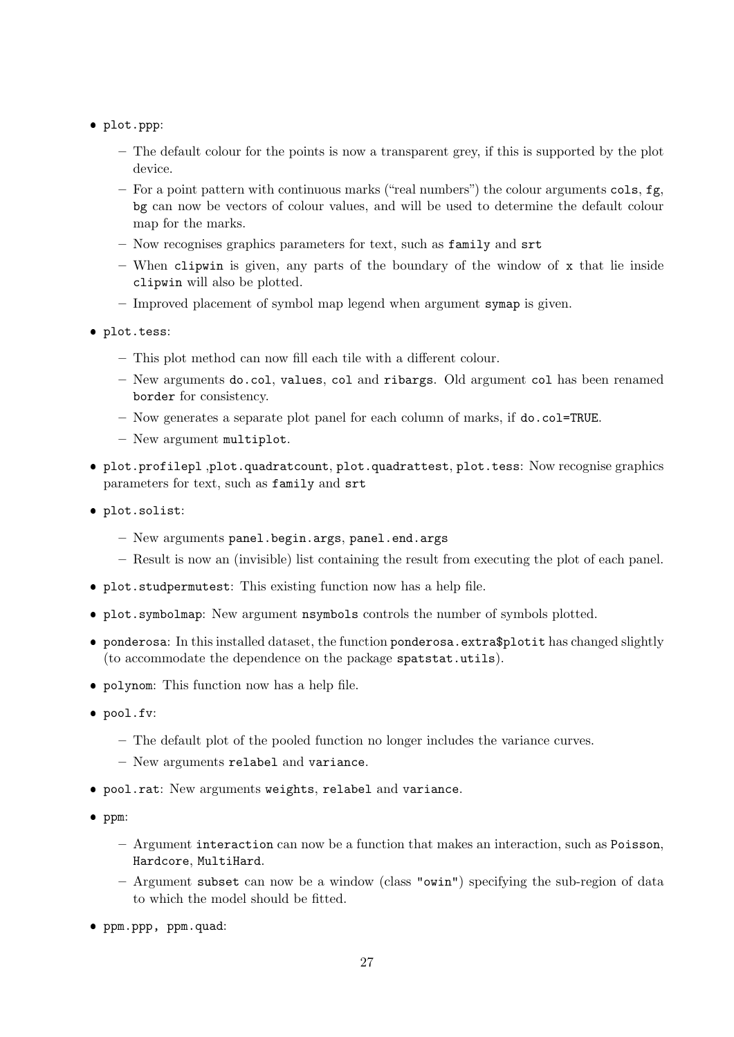- `plot.ppp`:
  - The default colour for the points is now a transparent grey, if this is supported by the plot device.
  - For a point pattern with continuous marks ("real numbers") the colour arguments `cols`, `fg`, `bg` can now be vectors of colour values, and will be used to determine the default colour map for the marks.
  - Now recognises graphics parameters for text, such as `family` and `srt`
  - When `clipwin` is given, any parts of the boundary of the window of `x` that lie inside `clipwin` will also be plotted.
  - Improved placement of symbol map legend when argument `symap` is given.
- `plot.tess`:
  - This plot method can now fill each tile with a different colour.
  - New arguments `do.col`, `values`, `col` and `ribargs`. Old argument `col` has been renamed `border` for consistency.
  - Now generates a separate plot panel for each column of marks, if `do.col=TRUE`.
  - New argument `multiplot`.
- `plot.profilepl` ,`plot.quadratcount`, `plot.quadrattest`, `plot.tess`: Now recognise graphics parameters for text, such as `family` and `srt`
- `plot.solist`:
  - New arguments `panel.begin.args`, `panel.end.args`
  - Result is now an (invisible) list containing the result from executing the plot of each panel.
- `plot.studpermutest`: This existing function now has a help file.
- `plot.symbolmap`: New argument `nsymbols` controls the number of symbols plotted.
- `ponderosa`: In this installed dataset, the function `ponderosa.extra$plotit` has changed slightly (to accommodate the dependence on the package `spatstat.utils`).
- `polynom`: This function now has a help file.
- `pool.fv`:
  - The default plot of the pooled function no longer includes the variance curves.
  - New arguments `relabel` and `variance`.
- `pool.rat`: New arguments `weights`, `relabel` and `variance`.
- `ppm`:
  - Argument `interaction` can now be a function that makes an interaction, such as `Poisson`, `Hardcore`, `MultiHard`.
  - Argument `subset` can now be a window (class `"owin"`) specifying the sub-region of data to which the model should be fitted.
- `ppm.ppp, ppm.quad`: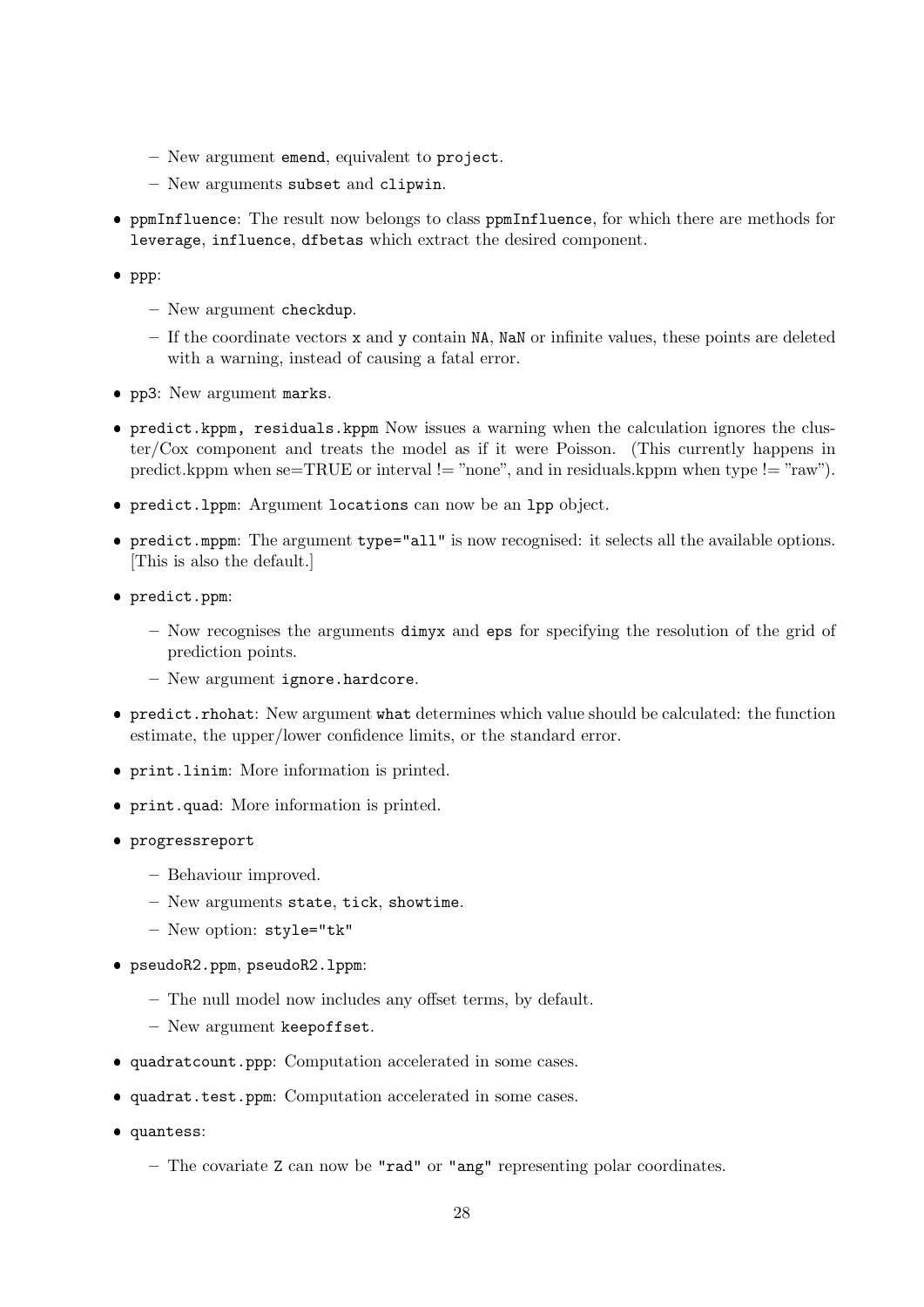- New argument `emend`, equivalent to `project`.
  - New arguments `subset` and `clipwin`.

- `ppmInfluence`: The result now belongs to class `ppmInfluence`, for which there are methods for `leverage`, `influence`, `dfbetas` which extract the desired component.

- `ppp`:
  - New argument `checkdup`.
  - If the coordinate vectors `x` and `y` contain `NA`, `NaN` or infinite values, these points are deleted with a warning, instead of causing a fatal error.

- `pp3`: New argument `marks`.

- `predict.kppm, residuals.kppm` Now issues a warning when the calculation ignores the cluster/Cox component and treats the model as if it were Poisson. (This currently happens in predict.kppm when se=TRUE or interval != "none", and in residuals.kppm when type != "raw").

- `predict.lppm`: Argument `locations` can now be an `lpp` object.

- `predict.mppm`: The argument `type="all"` is now recognised: it selects all the available options. [This is also the default.]

- `predict.ppm`:
  - Now recognises the arguments `dimyx` and `eps` for specifying the resolution of the grid of prediction points.
  - New argument `ignore.hardcore`.

- `predict.rhohat`: New argument `what` determines which value should be calculated: the function estimate, the upper/lower confidence limits, or the standard error.

- `print.linim`: More information is printed.

- `print.quad`: More information is printed.

- `progressreport`
  - Behaviour improved.
  - New arguments `state`, `tick`, `showtime`.
  - New option: `style="tk"`

- `pseudoR2.ppm`, `pseudoR2.lppm`:
  - The null model now includes any offset terms, by default.
  - New argument `keepoffset`.

- `quadratcount.ppp`: Computation accelerated in some cases.

- `quadrat.test.ppm`: Computation accelerated in some cases.

- `quantess`:
  - The covariate `Z` can now be `"rad"` or `"ang"` representing polar coordinates.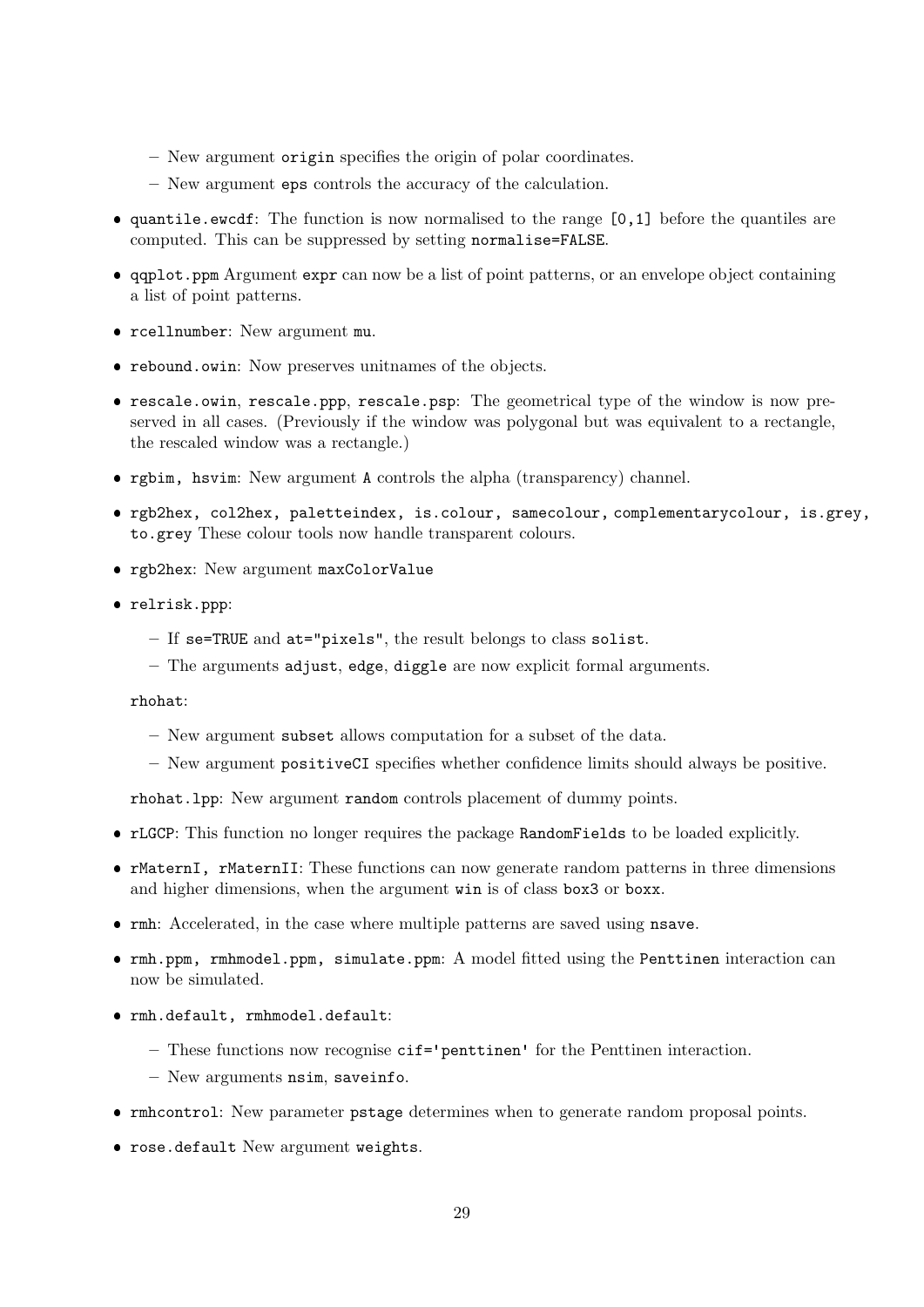- New argument `origin` specifies the origin of polar coordinates.
  - New argument `eps` controls the accuracy of the calculation.

- `quantile.ewcdf`: The function is now normalised to the range `[0,1]` before the quantiles are computed. This can be suppressed by setting `normalise=FALSE`.
- `qqplot.ppm` Argument `expr` can now be a list of point patterns, or an envelope object containing a list of point patterns.
- `rcellnumber`: New argument `mu`.
- `rebound.owin`: Now preserves unitnames of the objects.
- `rescale.owin`, `rescale.ppp`, `rescale.psp`: The geometrical type of the window is now preserved in all cases. (Previously if the window was polygonal but was equivalent to a rectangle, the rescaled window was a rectangle.)
- `rgbim, hsvim`: New argument `A` controls the alpha (transparency) channel.
- `rgb2hex, col2hex, paletteindex, is.colour, samecolour, complementarycolour, is.grey, to.grey` These colour tools now handle transparent colours.
- `rgb2hex`: New argument `maxColorValue`
- `relrisk.ppp`:
  - If `se=TRUE` and `at="pixels"`, the result belongs to class `solist`.
  - The arguments `adjust`, `edge`, `diggle` are now explicit formal arguments.

  `rhohat`:

  - New argument `subset` allows computation for a subset of the data.
  - New argument `positiveCI` specifies whether confidence limits should always be positive.

  `rhohat.lpp`: New argument `random` controls placement of dummy points.

- `rLGCP`: This function no longer requires the package `RandomFields` to be loaded explicitly.
- `rMaternI, rMaternII`: These functions can now generate random patterns in three dimensions and higher dimensions, when the argument `win` is of class `box3` or `boxx`.
- `rmh`: Accelerated, in the case where multiple patterns are saved using `nsave`.
- `rmh.ppm, rmhmodel.ppm, simulate.ppm`: A model fitted using the `Penttinen` interaction can now be simulated.
- `rmh.default, rmhmodel.default`:
  - These functions now recognise `cif='penttinen'` for the Penttinen interaction.
  - New arguments `nsim`, `saveinfo`.
- `rmhcontrol`: New parameter `pstage` determines when to generate random proposal points.
- `rose.default` New argument `weights`.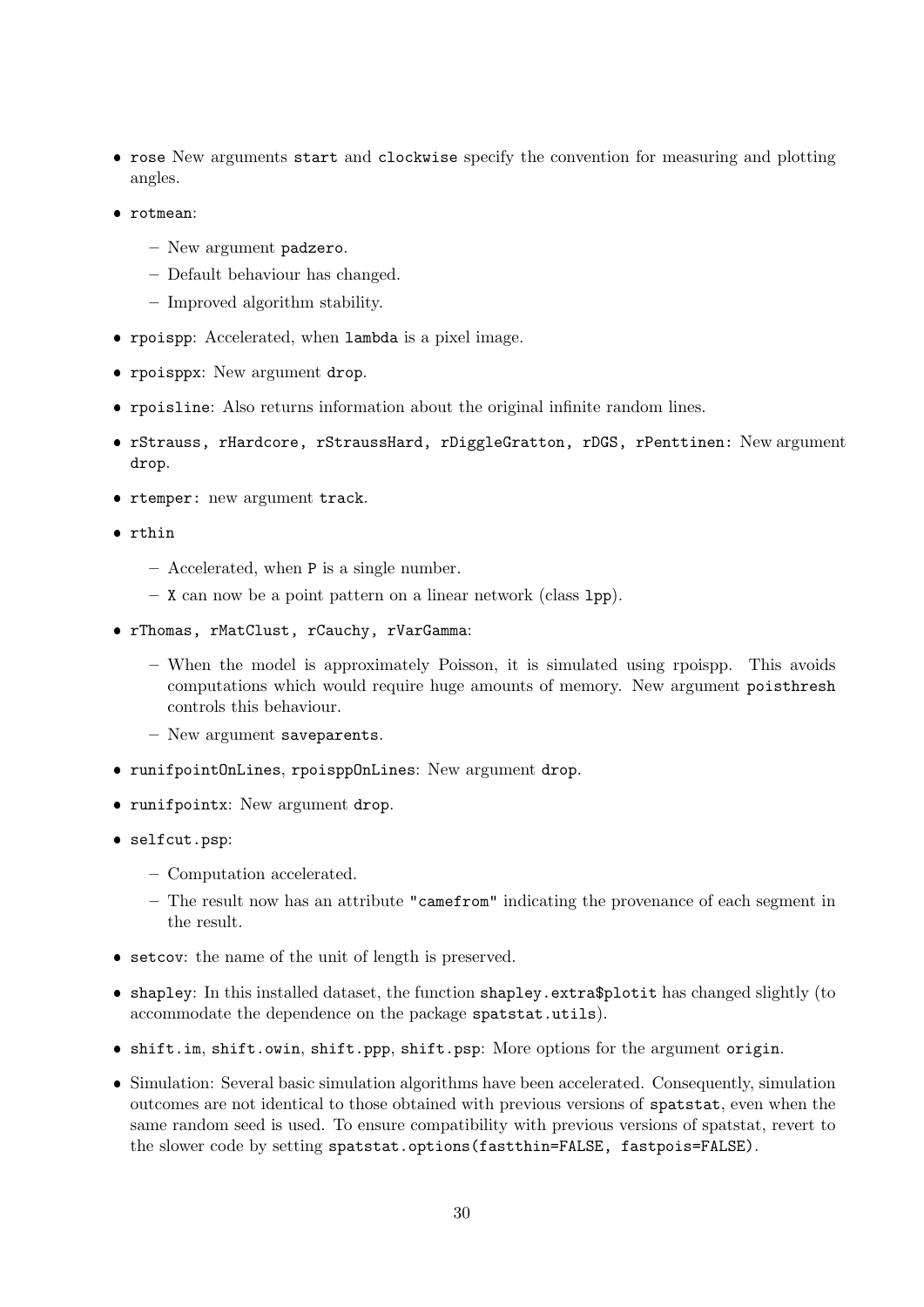- `rose` New arguments `start` and `clockwise` specify the convention for measuring and plotting angles.
- `rotmean`:
  - New argument `padzero`.
  - Default behaviour has changed.
  - Improved algorithm stability.
- `rpoispp`: Accelerated, when `lambda` is a pixel image.
- `rpoisppx`: New argument `drop`.
- `rpoisline`: Also returns information about the original infinite random lines.
- `rStrauss, rHardcore, rStraussHard, rDiggleGratton, rDGS, rPenttinen:` New argument `drop`.
- `rtemper:` new argument `track`.
- `rthin`
  - Accelerated, when `P` is a single number.
  - `X` can now be a point pattern on a linear network (class `lpp`).
- `rThomas, rMatClust, rCauchy, rVarGamma`:
  - When the model is approximately Poisson, it is simulated using rpoispp. This avoids computations which would require huge amounts of memory. New argument `poisthresh` controls this behaviour.
  - New argument `saveparents`.
- `runifpointOnLines`, `rpoisppOnLines`: New argument `drop`.
- `runifpointx`: New argument `drop`.
- `selfcut.psp`:
  - Computation accelerated.
  - The result now has an attribute `"camefrom"` indicating the provenance of each segment in the result.
- `setcov`: the name of the unit of length is preserved.
- `shapley`: In this installed dataset, the function `shapley.extra$plotit` has changed slightly (to accommodate the dependence on the package `spatstat.utils`).
- `shift.im`, `shift.owin`, `shift.ppp`, `shift.psp`: More options for the argument `origin`.
- Simulation: Several basic simulation algorithms have been accelerated. Consequently, simulation outcomes are not identical to those obtained with previous versions of `spatstat`, even when the same random seed is used. To ensure compatibility with previous versions of spatstat, revert to the slower code by setting `spatstat.options(fastthin=FALSE, fastpois=FALSE)`.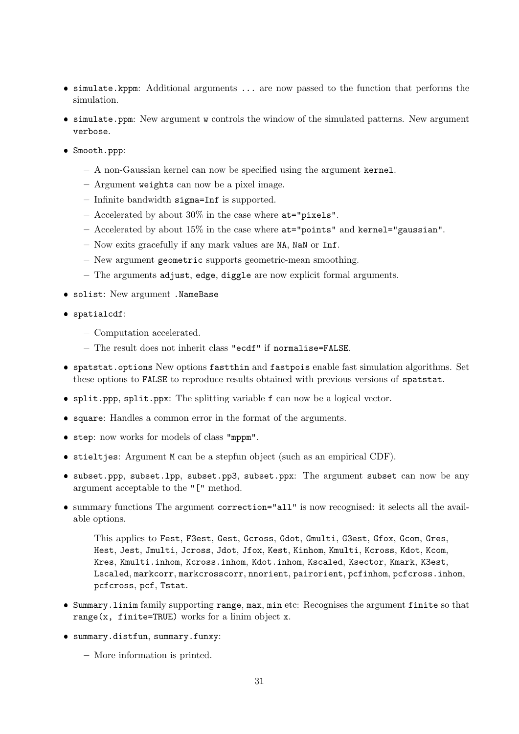- `simulate.kppm`: Additional arguments `...` are now passed to the function that performs the simulation.
- `simulate.ppm`: New argument `w` controls the window of the simulated patterns. New argument `verbose`.
- `Smooth.ppp`:
  - A non-Gaussian kernel can now be specified using the argument `kernel`.
  - Argument `weights` can now be a pixel image.
  - Infinite bandwidth `sigma=Inf` is supported.
  - Accelerated by about 30% in the case where `at="pixels"`.
  - Accelerated by about 15% in the case where `at="points"` and `kernel="gaussian"`.
  - Now exits gracefully if any mark values are `NA`, `NaN` or `Inf`.
  - New argument `geometric` supports geometric-mean smoothing.
  - The arguments `adjust`, `edge`, `diggle` are now explicit formal arguments.
- `solist`: New argument `.NameBase`
- `spatialcdf`:
  - Computation accelerated.
  - The result does not inherit class `"ecdf"` if `normalise=FALSE`.
- `spatstat.options` New options `fastthin` and `fastpois` enable fast simulation algorithms. Set these options to `FALSE` to reproduce results obtained with previous versions of `spatstat`.
- `split.ppp`, `split.ppx`: The splitting variable `f` can now be a logical vector.
- `square`: Handles a common error in the format of the arguments.
- `step`: now works for models of class `"mppm"`.
- `stieltjes`: Argument `M` can be a stepfun object (such as an empirical CDF).
- `subset.ppp`, `subset.lpp`, `subset.pp3`, `subset.ppx`: The argument `subset` can now be any argument acceptable to the `"["` method.
- summary functions The argument `correction="all"` is now recognised: it selects all the available options.

  This applies to `Fest`, `F3est`, `Gest`, `Gcross`, `Gdot`, `Gmulti`, `G3est`, `Gfox`, `Gcom`, `Gres`, `Hest`, `Jest`, `Jmulti`, `Jcross`, `Jdot`, `Jfox`, `Kest`, `Kinhom`, `Kmulti`, `Kcross`, `Kdot`, `Kcom`, `Kres`, `Kmulti.inhom`, `Kcross.inhom`, `Kdot.inhom`, `Kscaled`, `Ksector`, `Kmark`, `K3est`, `Lscaled`, `markcorr`, `markcrosscorr`, `nnorient`, `pairorient`, `pcfinhom`, `pcfcross.inhom`, `pcfcross`, `pcf`, `Tstat`.
- `Summary.linim` family supporting `range`, `max`, `min` etc: Recognises the argument `finite` so that `range(x, finite=TRUE)` works for a linim object `x`.
- `summary.distfun`, `summary.funxy`:
  - More information is printed.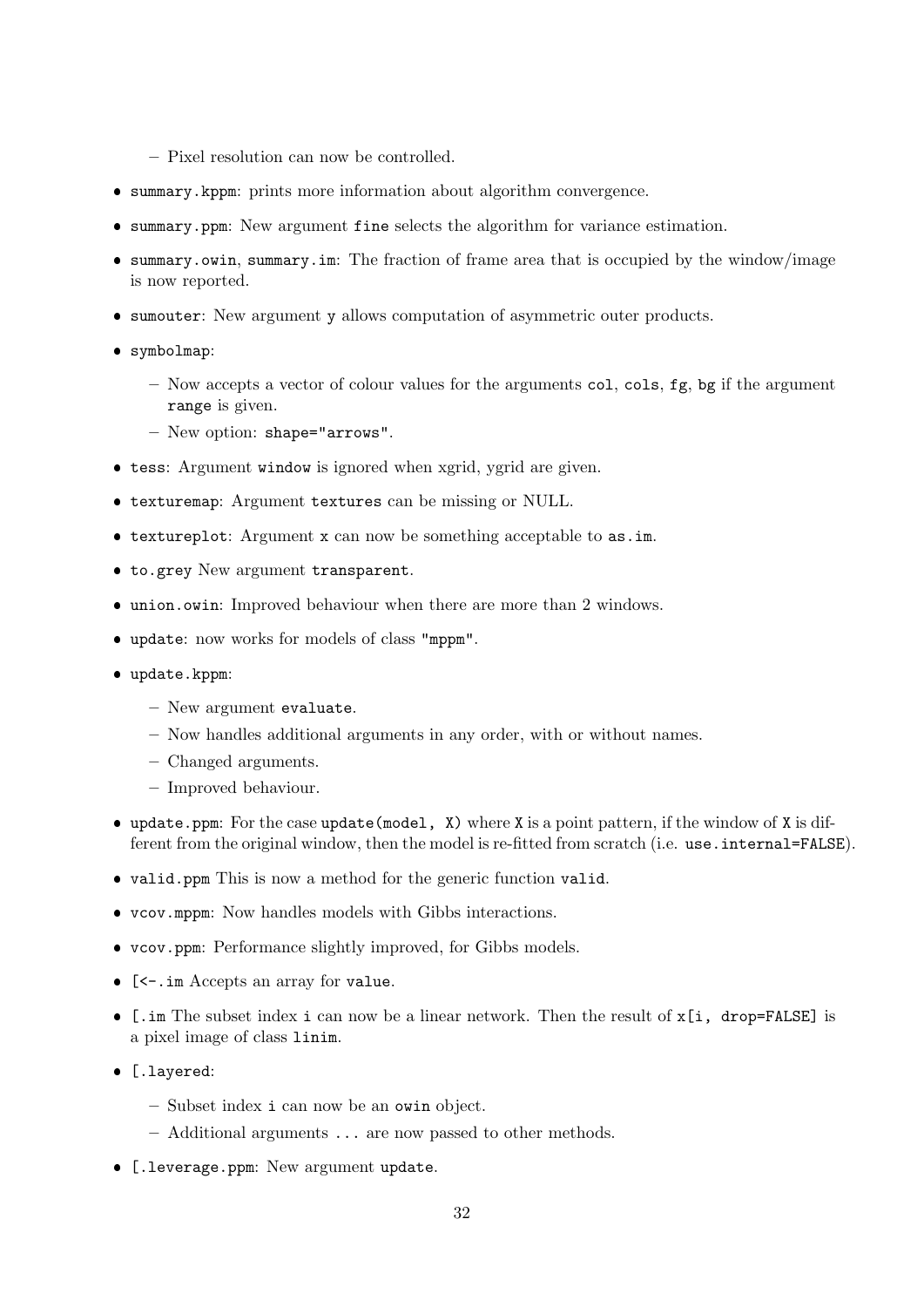- Pixel resolution can now be controlled.

- `summary.kppm`: prints more information about algorithm convergence.
- `summary.ppm`: New argument `fine` selects the algorithm for variance estimation.
- `summary.owin`, `summary.im`: The fraction of frame area that is occupied by the window/image is now reported.
- `sumouter`: New argument `y` allows computation of asymmetric outer products.
- `symbolmap`:
  - Now accepts a vector of colour values for the arguments `col`, `cols`, `fg`, `bg` if the argument `range` is given.
  - New option: `shape="arrows"`.
- `tess`: Argument `window` is ignored when xgrid, ygrid are given.
- `texturemap`: Argument `textures` can be missing or NULL.
- `textureplot`: Argument `x` can now be something acceptable to `as.im`.
- `to.grey` New argument `transparent`.
- `union.owin`: Improved behaviour when there are more than 2 windows.
- `update`: now works for models of class `"mppm"`.
- `update.kppm`:
  - New argument `evaluate`.
  - Now handles additional arguments in any order, with or without names.
  - Changed arguments.
  - Improved behaviour.
- `update.ppm`: For the case `update(model, X)` where `X` is a point pattern, if the window of `X` is different from the original window, then the model is re-fitted from scratch (i.e. `use.internal=FALSE`).
- `valid.ppm` This is now a method for the generic function `valid`.
- `vcov.mppm`: Now handles models with Gibbs interactions.
- `vcov.ppm`: Performance slightly improved, for Gibbs models.
- `[<-.im` Accepts an array for `value`.
- `[.im` The subset index `i` can now be a linear network. Then the result of `x[i, drop=FALSE]` is a pixel image of class `linim`.
- `[.layered`:
  - Subset index `i` can now be an `owin` object.
  - Additional arguments `...` are now passed to other methods.
- `[.leverage.ppm`: New argument `update`.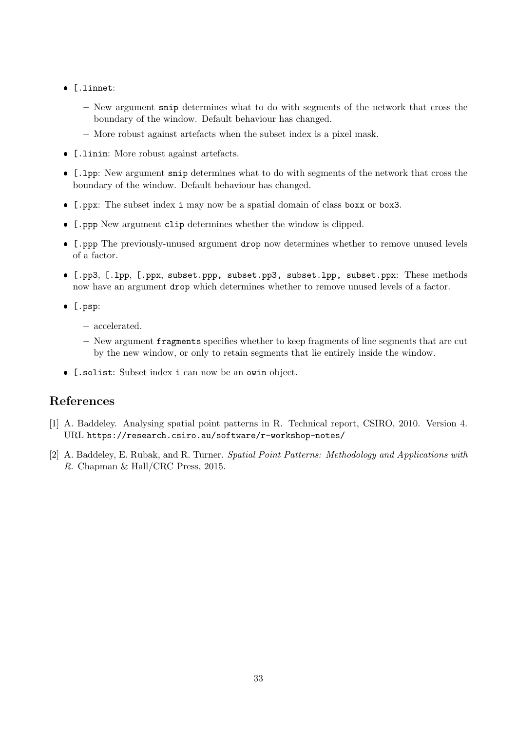- `[.linnet`:
  - New argument `snip` determines what to do with segments of the network that cross the boundary of the window. Default behaviour has changed.
  - More robust against artefacts when the subset index is a pixel mask.
- `[.linim`: More robust against artefacts.
- `[.lpp`: New argument `snip` determines what to do with segments of the network that cross the boundary of the window. Default behaviour has changed.
- `[.ppx`: The subset index `i` may now be a spatial domain of class `boxx` or `box3`.
- `[.ppp` New argument `clip` determines whether the window is clipped.
- `[.ppp` The previously-unused argument `drop` now determines whether to remove unused levels of a factor.
- `[.pp3`, `[.lpp`, `[.ppx`, `subset.ppp, subset.pp3, subset.lpp, subset.ppx`: These methods now have an argument `drop` which determines whether to remove unused levels of a factor.
- `[.psp`:
  - accelerated.
  - New argument `fragments` specifies whether to keep fragments of line segments that are cut by the new window, or only to retain segments that lie entirely inside the window.
- `[.solist`: Subset index `i` can now be an `owin` object.

## References

[1] A. Baddeley. Analysing spatial point patterns in R. Technical report, CSIRO, 2010. Version 4. URL `https://research.csiro.au/software/r-workshop-notes/`

[2] A. Baddeley, E. Rubak, and R. Turner. *Spatial Point Patterns: Methodology and Applications with R*. Chapman & Hall/CRC Press, 2015.